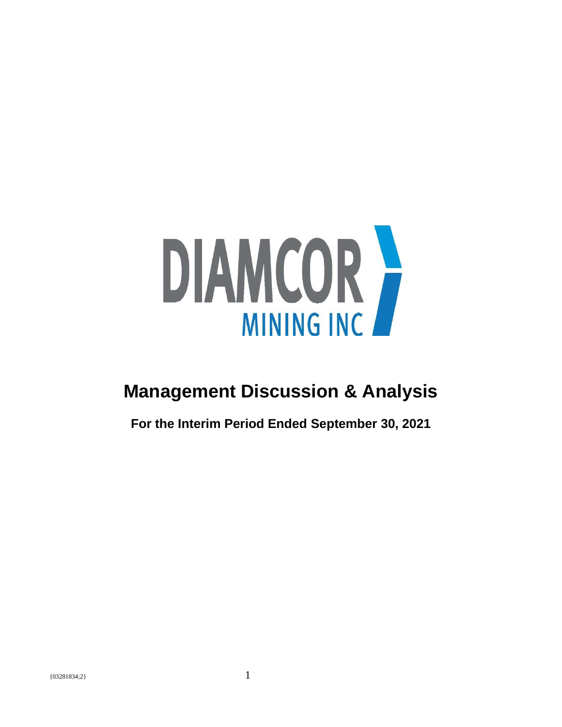DIAMCOR MINING INC

# Management Discussion & Analysis

**For the Interim Period Ended September 30, 2021**

{03281834;2}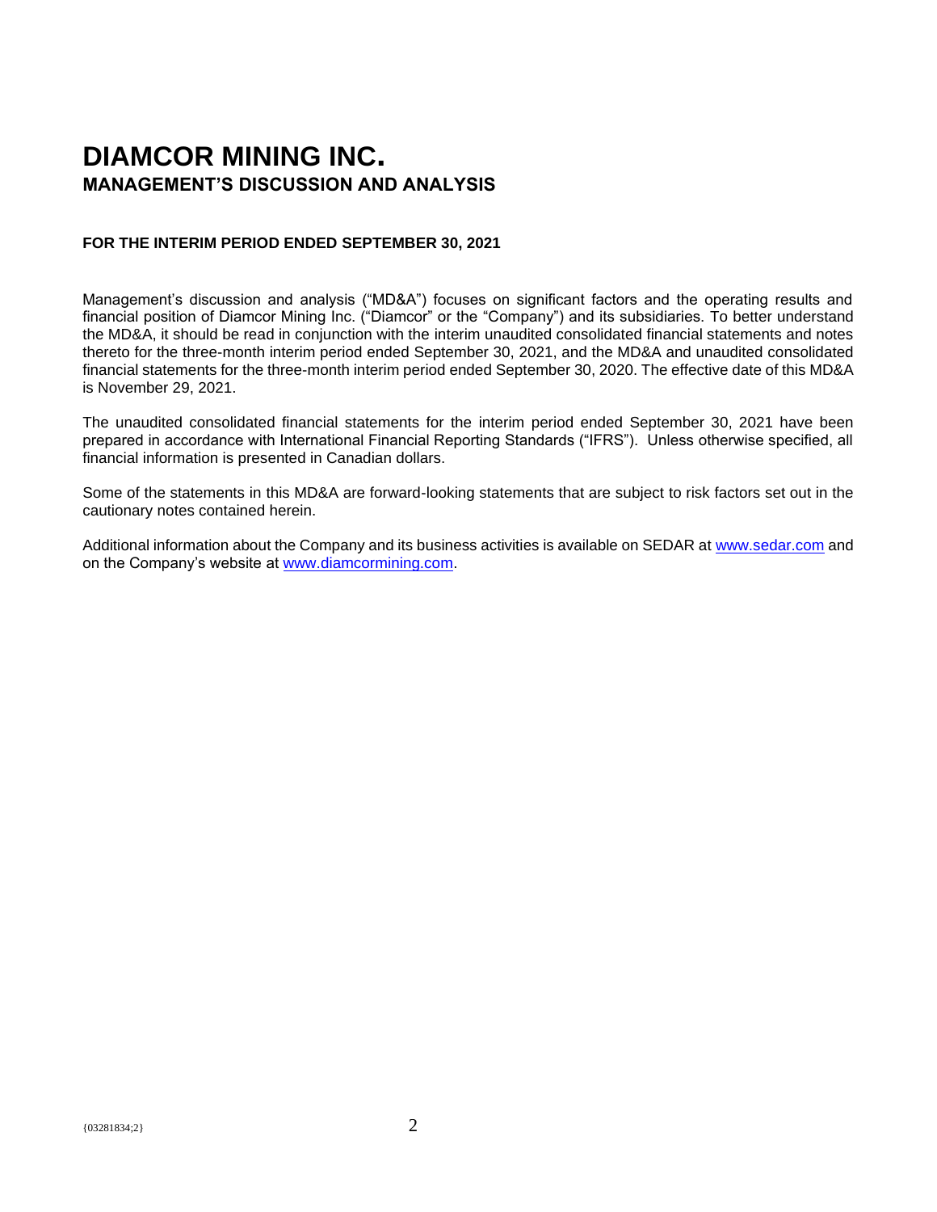# DIAMCOR MINING INC.

## MANAGEMENT'S DISCUSSION AND ANALYSIS

**FOR THE INTERIM PERIOD ENDED SEPTEMBER 30, 2021**

Management's discussion and analysis ("MD&A") focuses on significant factors and the operating results and financial position of Diamcor Mining Inc. ("Diamcor" or the "Company") and its subsidiaries. To better understand the MD&A, it should be read in conjunction with the interim unaudited consolidated financial statements and notes thereto for the three-month interim period ended September 30, 2021, and the MD&A and unaudited consolidated financial statements for the three-month interim period ended September 30, 2020. The effective date of this MD&A is November 29, 2021.

The unaudited consolidated financial statements for the interim period ended September 30, 2021 have been prepared in accordance with International Financial Reporting Standards ("IFRS"). Unless otherwise specified, all financial information is presented in Canadian dollars.

Some of the statements in this MD&A are forward-looking statements that are subject to risk factors set out in the cautionary notes contained herein.

Additional information about the Company and its business activities is available on SEDAR at [www.sedar.com](http://www.sedar.com) and on the Company's website at [www.diamcormining.com](http://www.diamcormining.com).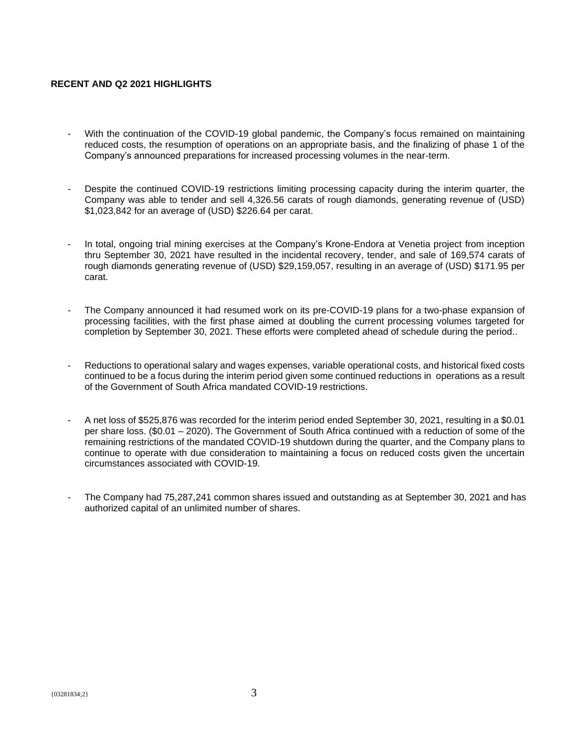**RECENT AND Q2 2021 HIGHLIGHTS**

- With the continuation of the COVID-19 global pandemic, the Company's focus remained on maintaining reduced costs, the resumption of operations on an appropriate basis, and the finalizing of phase 1 of the Company's announced preparations for increased processing volumes in the near-term.

- Despite the continued COVID-19 restrictions limiting processing capacity during the interim quarter, the Company was able to tender and sell 4,326.56 carats of rough diamonds, generating revenue of (USD) $1,023,842 for an average of (USD) $226.64 per carat.

- In total, ongoing trial mining exercises at the Company's Krone-Endora at Venetia project from inception thru September 30, 2021 have resulted in the incidental recovery, tender, and sale of 169,574 carats of rough diamonds generating revenue of (USD) $29,159,057, resulting in an average of (USD) $171.95 per carat.

- The Company announced it had resumed work on its pre-COVID-19 plans for a two-phase expansion of processing facilities, with the first phase aimed at doubling the current processing volumes targeted for completion by September 30, 2021. These efforts were completed ahead of schedule during the period..

- Reductions to operational salary and wages expenses, variable operational costs, and historical fixed costs continued to be a focus during the interim period given some continued reductions in operations as a result of the Government of South Africa mandated COVID-19 restrictions.

- A net loss of $525,876 was recorded for the interim period ended September 30, 2021, resulting in a $0.01 per share loss. ($0.01 – 2020). The Government of South Africa continued with a reduction of some of the remaining restrictions of the mandated COVID-19 shutdown during the quarter, and the Company plans to continue to operate with due consideration to maintaining a focus on reduced costs given the uncertain circumstances associated with COVID-19.

- The Company had 75,287,241 common shares issued and outstanding as at September 30, 2021 and has authorized capital of an unlimited number of shares.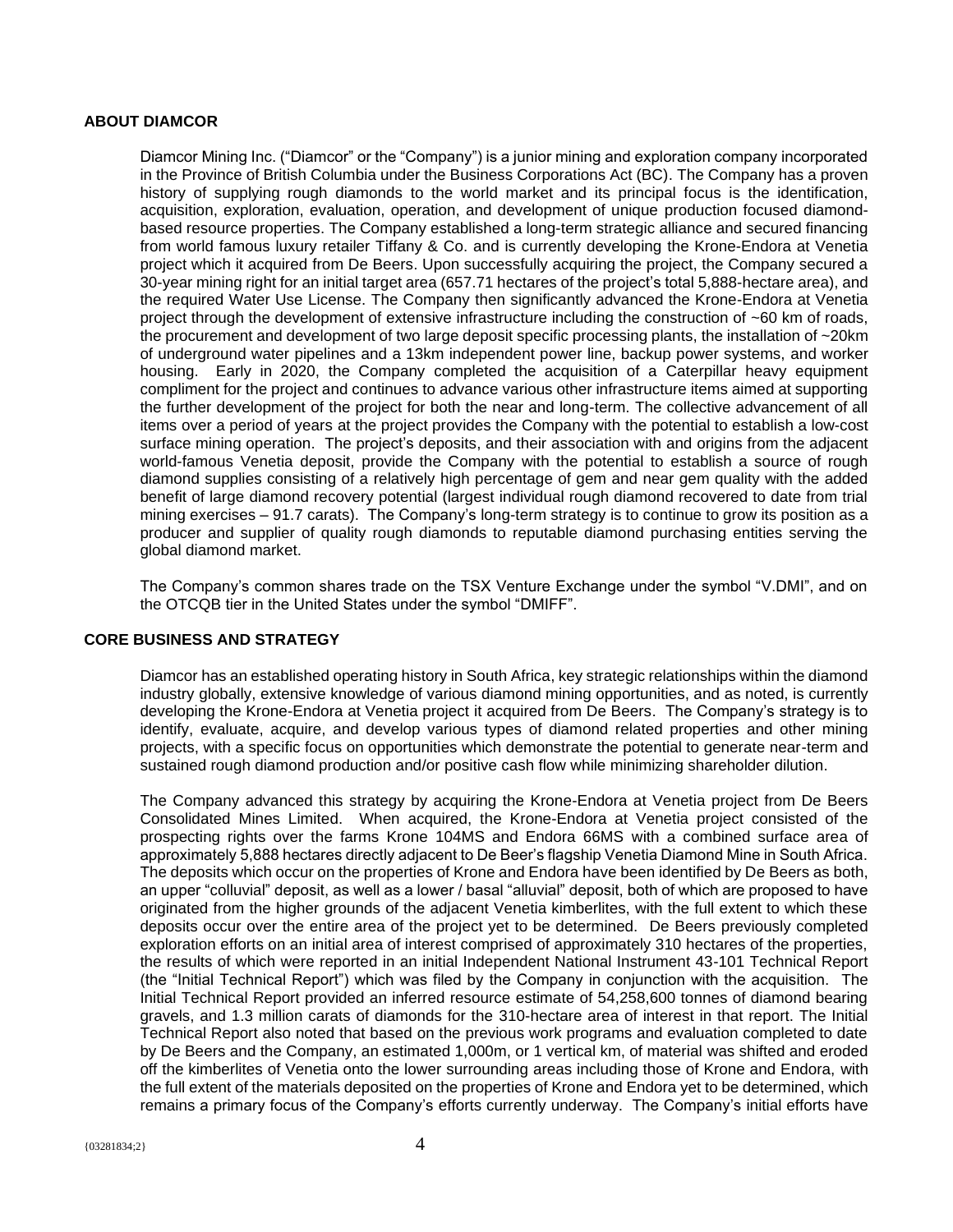## ABOUT DIAMCOR

Diamcor Mining Inc. ("Diamcor" or the "Company") is a junior mining and exploration company incorporated in the Province of British Columbia under the Business Corporations Act (BC). The Company has a proven history of supplying rough diamonds to the world market and its principal focus is the identification, acquisition, exploration, evaluation, operation, and development of unique production focused diamond-based resource properties. The Company established a long-term strategic alliance and secured financing from world famous luxury retailer Tiffany & Co. and is currently developing the Krone-Endora at Venetia project which it acquired from De Beers. Upon successfully acquiring the project, the Company secured a 30-year mining right for an initial target area (657.71 hectares of the project's total 5,888-hectare area), and the required Water Use License. The Company then significantly advanced the Krone-Endora at Venetia project through the development of extensive infrastructure including the construction of ~60 km of roads, the procurement and development of two large deposit specific processing plants, the installation of ~20km of underground water pipelines and a 13km independent power line, backup power systems, and worker housing. Early in 2020, the Company completed the acquisition of a Caterpillar heavy equipment compliment for the project and continues to advance various other infrastructure items aimed at supporting the further development of the project for both the near and long-term. The collective advancement of all items over a period of years at the project provides the Company with the potential to establish a low-cost surface mining operation. The project's deposits, and their association with and origins from the adjacent world-famous Venetia deposit, provide the Company with the potential to establish a source of rough diamond supplies consisting of a relatively high percentage of gem and near gem quality with the added benefit of large diamond recovery potential (largest individual rough diamond recovered to date from trial mining exercises – 91.7 carats). The Company's long-term strategy is to continue to grow its position as a producer and supplier of quality rough diamonds to reputable diamond purchasing entities serving the global diamond market.

The Company's common shares trade on the TSX Venture Exchange under the symbol "V.DMI", and on the OTCQB tier in the United States under the symbol "DMIFF".

## CORE BUSINESS AND STRATEGY

Diamcor has an established operating history in South Africa, key strategic relationships within the diamond industry globally, extensive knowledge of various diamond mining opportunities, and as noted, is currently developing the Krone-Endora at Venetia project it acquired from De Beers. The Company's strategy is to identify, evaluate, acquire, and develop various types of diamond related properties and other mining projects, with a specific focus on opportunities which demonstrate the potential to generate near-term and sustained rough diamond production and/or positive cash flow while minimizing shareholder dilution.

The Company advanced this strategy by acquiring the Krone-Endora at Venetia project from De Beers Consolidated Mines Limited. When acquired, the Krone-Endora at Venetia project consisted of the prospecting rights over the farms Krone 104MS and Endora 66MS with a combined surface area of approximately 5,888 hectares directly adjacent to De Beer's flagship Venetia Diamond Mine in South Africa. The deposits which occur on the properties of Krone and Endora have been identified by De Beers as both, an upper "colluvial" deposit, as well as a lower / basal "alluvial" deposit, both of which are proposed to have originated from the higher grounds of the adjacent Venetia kimberlites, with the full extent to which these deposits occur over the entire area of the project yet to be determined. De Beers previously completed exploration efforts on an initial area of interest comprised of approximately 310 hectares of the properties, the results of which were reported in an initial Independent National Instrument 43-101 Technical Report (the "Initial Technical Report") which was filed by the Company in conjunction with the acquisition. The Initial Technical Report provided an inferred resource estimate of 54,258,600 tonnes of diamond bearing gravels, and 1.3 million carats of diamonds for the 310-hectare area of interest in that report. The Initial Technical Report also noted that based on the previous work programs and evaluation completed to date by De Beers and the Company, an estimated 1,000m, or 1 vertical km, of material was shifted and eroded off the kimberlites of Venetia onto the lower surrounding areas including those of Krone and Endora, with the full extent of the materials deposited on the properties of Krone and Endora yet to be determined, which remains a primary focus of the Company's efforts currently underway. The Company's initial efforts have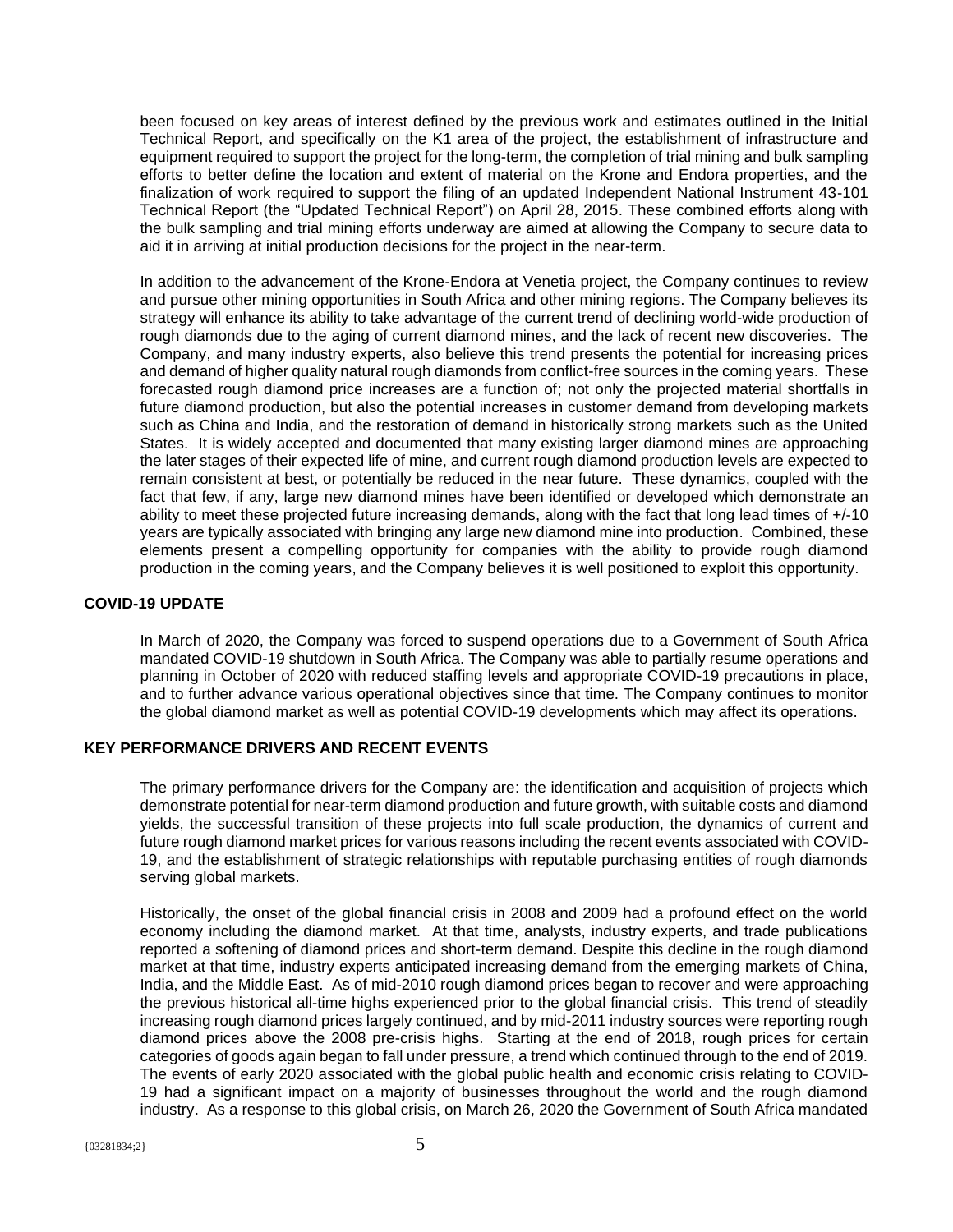been focused on key areas of interest defined by the previous work and estimates outlined in the Initial Technical Report, and specifically on the K1 area of the project, the establishment of infrastructure and equipment required to support the project for the long-term, the completion of trial mining and bulk sampling efforts to better define the location and extent of material on the Krone and Endora properties, and the finalization of work required to support the filing of an updated Independent National Instrument 43-101 Technical Report (the "Updated Technical Report") on April 28, 2015. These combined efforts along with the bulk sampling and trial mining efforts underway are aimed at allowing the Company to secure data to aid it in arriving at initial production decisions for the project in the near-term.

In addition to the advancement of the Krone-Endora at Venetia project, the Company continues to review and pursue other mining opportunities in South Africa and other mining regions. The Company believes its strategy will enhance its ability to take advantage of the current trend of declining world-wide production of rough diamonds due to the aging of current diamond mines, and the lack of recent new discoveries. The Company, and many industry experts, also believe this trend presents the potential for increasing prices and demand of higher quality natural rough diamonds from conflict-free sources in the coming years. These forecasted rough diamond price increases are a function of; not only the projected material shortfalls in future diamond production, but also the potential increases in customer demand from developing markets such as China and India, and the restoration of demand in historically strong markets such as the United States. It is widely accepted and documented that many existing larger diamond mines are approaching the later stages of their expected life of mine, and current rough diamond production levels are expected to remain consistent at best, or potentially be reduced in the near future. These dynamics, coupled with the fact that few, if any, large new diamond mines have been identified or developed which demonstrate an ability to meet these projected future increasing demands, along with the fact that long lead times of +/-10 years are typically associated with bringing any large new diamond mine into production. Combined, these elements present a compelling opportunity for companies with the ability to provide rough diamond production in the coming years, and the Company believes it is well positioned to exploit this opportunity.

## COVID-19 UPDATE

In March of 2020, the Company was forced to suspend operations due to a Government of South Africa mandated COVID-19 shutdown in South Africa. The Company was able to partially resume operations and planning in October of 2020 with reduced staffing levels and appropriate COVID-19 precautions in place, and to further advance various operational objectives since that time. The Company continues to monitor the global diamond market as well as potential COVID-19 developments which may affect its operations.

## KEY PERFORMANCE DRIVERS AND RECENT EVENTS

The primary performance drivers for the Company are: the identification and acquisition of projects which demonstrate potential for near-term diamond production and future growth, with suitable costs and diamond yields, the successful transition of these projects into full scale production, the dynamics of current and future rough diamond market prices for various reasons including the recent events associated with COVID-19, and the establishment of strategic relationships with reputable purchasing entities of rough diamonds serving global markets.

Historically, the onset of the global financial crisis in 2008 and 2009 had a profound effect on the world economy including the diamond market. At that time, analysts, industry experts, and trade publications reported a softening of diamond prices and short-term demand. Despite this decline in the rough diamond market at that time, industry experts anticipated increasing demand from the emerging markets of China, India, and the Middle East. As of mid-2010 rough diamond prices began to recover and were approaching the previous historical all-time highs experienced prior to the global financial crisis. This trend of steadily increasing rough diamond prices largely continued, and by mid-2011 industry sources were reporting rough diamond prices above the 2008 pre-crisis highs. Starting at the end of 2018, rough prices for certain categories of goods again began to fall under pressure, a trend which continued through to the end of 2019. The events of early 2020 associated with the global public health and economic crisis relating to COVID-19 had a significant impact on a majority of businesses throughout the world and the rough diamond industry. As a response to this global crisis, on March 26, 2020 the Government of South Africa mandated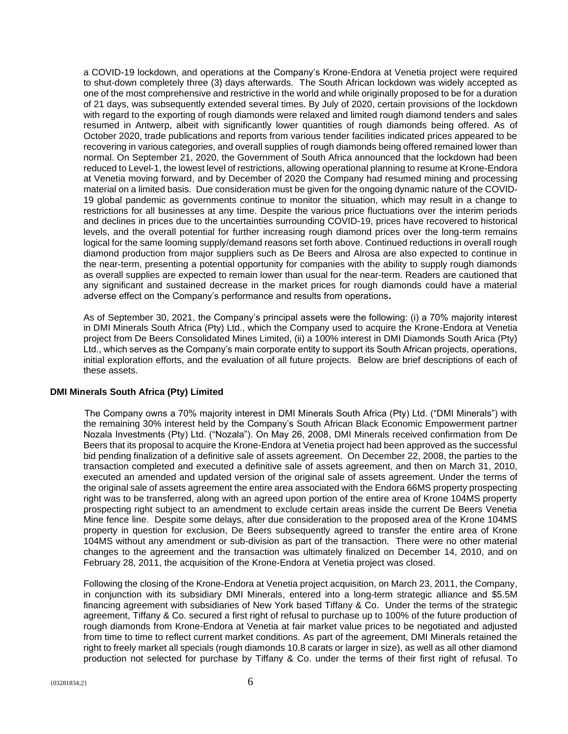a COVID-19 lockdown, and operations at the Company's Krone-Endora at Venetia project were required to shut-down completely three (3) days afterwards. The South African lockdown was widely accepted as one of the most comprehensive and restrictive in the world and while originally proposed to be for a duration of 21 days, was subsequently extended several times. By July of 2020, certain provisions of the lockdown with regard to the exporting of rough diamonds were relaxed and limited rough diamond tenders and sales resumed in Antwerp, albeit with significantly lower quantities of rough diamonds being offered. As of October 2020, trade publications and reports from various tender facilities indicated prices appeared to be recovering in various categories, and overall supplies of rough diamonds being offered remained lower than normal. On September 21, 2020, the Government of South Africa announced that the lockdown had been reduced to Level-1, the lowest level of restrictions, allowing operational planning to resume at Krone-Endora at Venetia moving forward, and by December of 2020 the Company had resumed mining and processing material on a limited basis. Due consideration must be given for the ongoing dynamic nature of the COVID-19 global pandemic as governments continue to monitor the situation, which may result in a change to restrictions for all businesses at any time. Despite the various price fluctuations over the interim periods and declines in prices due to the uncertainties surrounding COVID-19, prices have recovered to historical levels, and the overall potential for further increasing rough diamond prices over the long-term remains logical for the same looming supply/demand reasons set forth above. Continued reductions in overall rough diamond production from major suppliers such as De Beers and Alrosa are also expected to continue in the near-term, presenting a potential opportunity for companies with the ability to supply rough diamonds as overall supplies are expected to remain lower than usual for the near-term. Readers are cautioned that any significant and sustained decrease in the market prices for rough diamonds could have a material adverse effect on the Company's performance and results from operations.

As of September 30, 2021, the Company's principal assets were the following: (i) a 70% majority interest in DMI Minerals South Africa (Pty) Ltd., which the Company used to acquire the Krone-Endora at Venetia project from De Beers Consolidated Mines Limited, (ii) a 100% interest in DMI Diamonds South Arica (Pty) Ltd., which serves as the Company's main corporate entity to support its South African projects, operations, initial exploration efforts, and the evaluation of all future projects. Below are brief descriptions of each of these assets.

**DMI Minerals South Africa (Pty) Limited**

The Company owns a 70% majority interest in DMI Minerals South Africa (Pty) Ltd. ("DMI Minerals") with the remaining 30% interest held by the Company's South African Black Economic Empowerment partner Nozala Investments (Pty) Ltd. ("Nozala"). On May 26, 2008, DMI Minerals received confirmation from De Beers that its proposal to acquire the Krone-Endora at Venetia project had been approved as the successful bid pending finalization of a definitive sale of assets agreement. On December 22, 2008, the parties to the transaction completed and executed a definitive sale of assets agreement, and then on March 31, 2010, executed an amended and updated version of the original sale of assets agreement. Under the terms of the original sale of assets agreement the entire area associated with the Endora 66MS property prospecting right was to be transferred, along with an agreed upon portion of the entire area of Krone 104MS property prospecting right subject to an amendment to exclude certain areas inside the current De Beers Venetia Mine fence line. Despite some delays, after due consideration to the proposed area of the Krone 104MS property in question for exclusion, De Beers subsequently agreed to transfer the entire area of Krone 104MS without any amendment or sub-division as part of the transaction. There were no other material changes to the agreement and the transaction was ultimately finalized on December 14, 2010, and on February 28, 2011, the acquisition of the Krone-Endora at Venetia project was closed.

Following the closing of the Krone-Endora at Venetia project acquisition, on March 23, 2011, the Company, in conjunction with its subsidiary DMI Minerals, entered into a long-term strategic alliance and $5.5M financing agreement with subsidiaries of New York based Tiffany & Co. Under the terms of the strategic agreement, Tiffany & Co. secured a first right of refusal to purchase up to 100% of the future production of rough diamonds from Krone-Endora at Venetia at fair market value prices to be negotiated and adjusted from time to time to reflect current market conditions. As part of the agreement, DMI Minerals retained the right to freely market all specials (rough diamonds 10.8 carats or larger in size), as well as all other diamond production not selected for purchase by Tiffany & Co. under the terms of their first right of refusal. To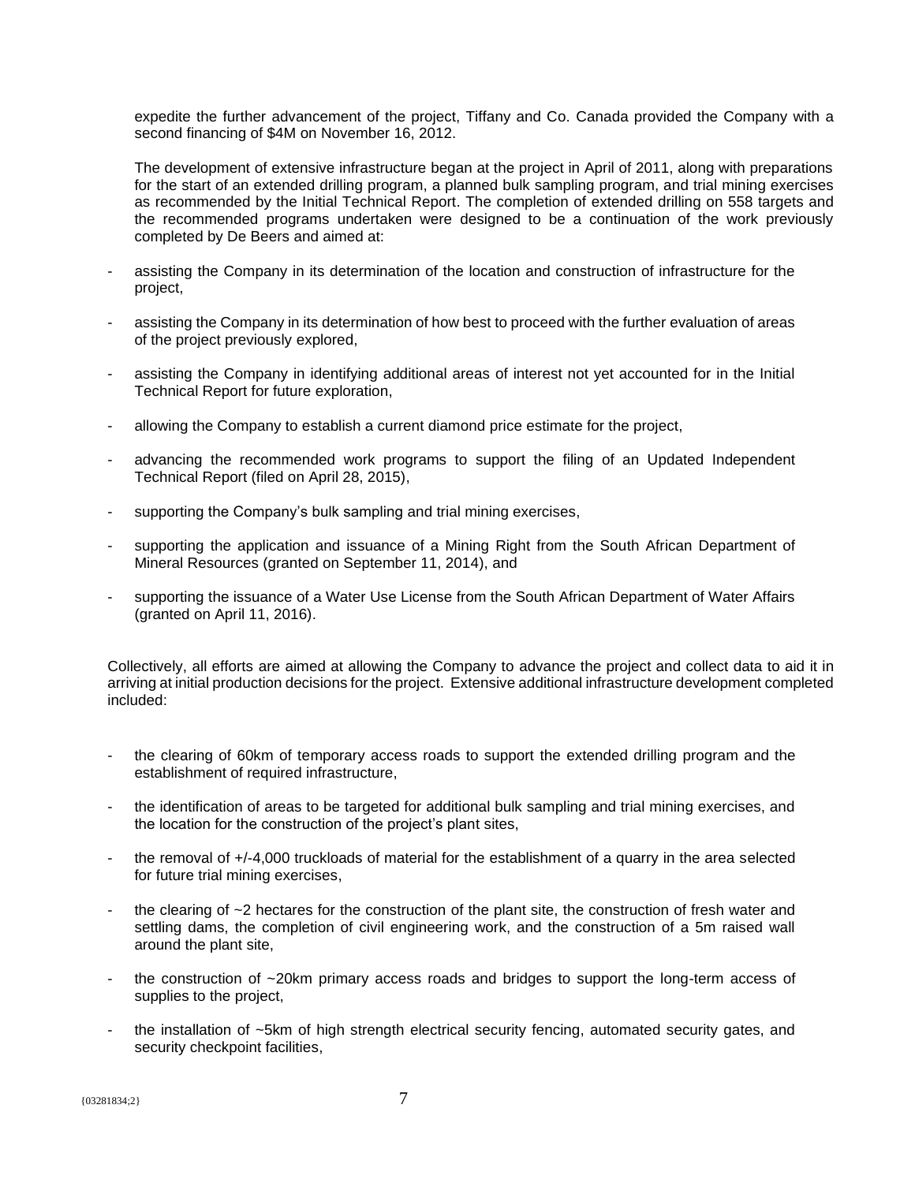expedite the further advancement of the project, Tiffany and Co. Canada provided the Company with a second financing of $4M on November 16, 2012.

The development of extensive infrastructure began at the project in April of 2011, along with preparations for the start of an extended drilling program, a planned bulk sampling program, and trial mining exercises as recommended by the Initial Technical Report. The completion of extended drilling on 558 targets and the recommended programs undertaken were designed to be a continuation of the work previously completed by De Beers and aimed at:

- assisting the Company in its determination of the location and construction of infrastructure for the project,
- assisting the Company in its determination of how best to proceed with the further evaluation of areas of the project previously explored,
- assisting the Company in identifying additional areas of interest not yet accounted for in the Initial Technical Report for future exploration,
- allowing the Company to establish a current diamond price estimate for the project,
- advancing the recommended work programs to support the filing of an Updated Independent Technical Report (filed on April 28, 2015),
- supporting the Company's bulk sampling and trial mining exercises,
- supporting the application and issuance of a Mining Right from the South African Department of Mineral Resources (granted on September 11, 2014), and
- supporting the issuance of a Water Use License from the South African Department of Water Affairs (granted on April 11, 2016).

Collectively, all efforts are aimed at allowing the Company to advance the project and collect data to aid it in arriving at initial production decisions for the project. Extensive additional infrastructure development completed included:

- the clearing of 60km of temporary access roads to support the extended drilling program and the establishment of required infrastructure,
- the identification of areas to be targeted for additional bulk sampling and trial mining exercises, and the location for the construction of the project's plant sites,
- the removal of +/-4,000 truckloads of material for the establishment of a quarry in the area selected for future trial mining exercises,
- the clearing of ~2 hectares for the construction of the plant site, the construction of fresh water and settling dams, the completion of civil engineering work, and the construction of a 5m raised wall around the plant site,
- the construction of ~20km primary access roads and bridges to support the long-term access of supplies to the project,
- the installation of ~5km of high strength electrical security fencing, automated security gates, and security checkpoint facilities,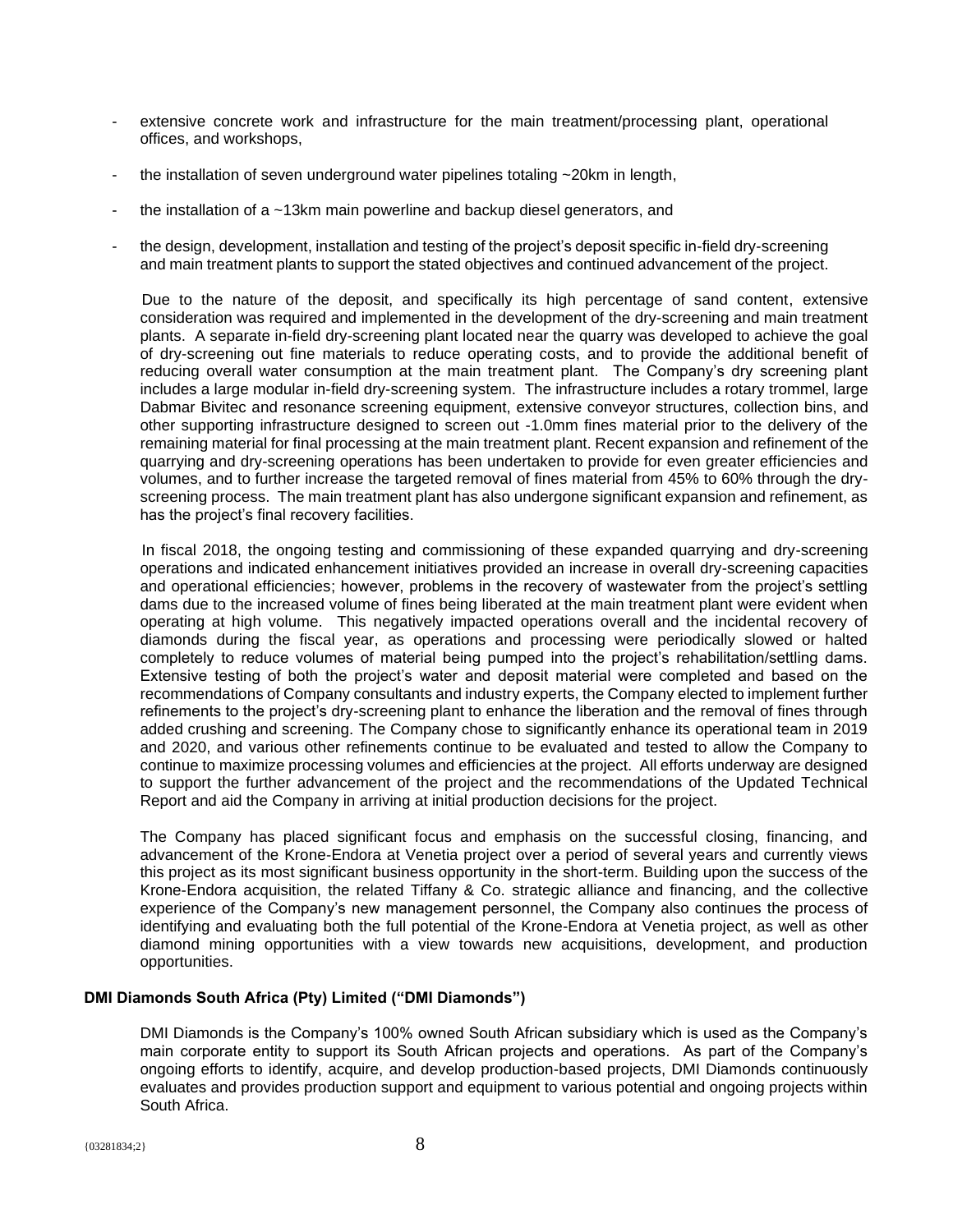- extensive concrete work and infrastructure for the main treatment/processing plant, operational offices, and workshops,

- the installation of seven underground water pipelines totaling ~20km in length,

- the installation of a ~13km main powerline and backup diesel generators, and

- the design, development, installation and testing of the project's deposit specific in-field dry-screening and main treatment plants to support the stated objectives and continued advancement of the project.

Due to the nature of the deposit, and specifically its high percentage of sand content, extensive consideration was required and implemented in the development of the dry-screening and main treatment plants. A separate in-field dry-screening plant located near the quarry was developed to achieve the goal of dry-screening out fine materials to reduce operating costs, and to provide the additional benefit of reducing overall water consumption at the main treatment plant. The Company's dry screening plant includes a large modular in-field dry-screening system. The infrastructure includes a rotary trommel, large Dabmar Bivitec and resonance screening equipment, extensive conveyor structures, collection bins, and other supporting infrastructure designed to screen out -1.0mm fines material prior to the delivery of the remaining material for final processing at the main treatment plant. Recent expansion and refinement of the quarrying and dry-screening operations has been undertaken to provide for even greater efficiencies and volumes, and to further increase the targeted removal of fines material from 45% to 60% through the dry-screening process. The main treatment plant has also undergone significant expansion and refinement, as has the project's final recovery facilities.

In fiscal 2018, the ongoing testing and commissioning of these expanded quarrying and dry-screening operations and indicated enhancement initiatives provided an increase in overall dry-screening capacities and operational efficiencies; however, problems in the recovery of wastewater from the project's settling dams due to the increased volume of fines being liberated at the main treatment plant were evident when operating at high volume. This negatively impacted operations overall and the incidental recovery of diamonds during the fiscal year, as operations and processing were periodically slowed or halted completely to reduce volumes of material being pumped into the project's rehabilitation/settling dams. Extensive testing of both the project's water and deposit material were completed and based on the recommendations of Company consultants and industry experts, the Company elected to implement further refinements to the project's dry-screening plant to enhance the liberation and the removal of fines through added crushing and screening. The Company chose to significantly enhance its operational team in 2019 and 2020, and various other refinements continue to be evaluated and tested to allow the Company to continue to maximize processing volumes and efficiencies at the project. All efforts underway are designed to support the further advancement of the project and the recommendations of the Updated Technical Report and aid the Company in arriving at initial production decisions for the project.

The Company has placed significant focus and emphasis on the successful closing, financing, and advancement of the Krone-Endora at Venetia project over a period of several years and currently views this project as its most significant business opportunity in the short-term. Building upon the success of the Krone-Endora acquisition, the related Tiffany & Co. strategic alliance and financing, and the collective experience of the Company's new management personnel, the Company also continues the process of identifying and evaluating both the full potential of the Krone-Endora at Venetia project, as well as other diamond mining opportunities with a view towards new acquisitions, development, and production opportunities.

**DMI Diamonds South Africa (Pty) Limited ("DMI Diamonds")**

DMI Diamonds is the Company's 100% owned South African subsidiary which is used as the Company's main corporate entity to support its South African projects and operations. As part of the Company's ongoing efforts to identify, acquire, and develop production-based projects, DMI Diamonds continuously evaluates and provides production support and equipment to various potential and ongoing projects within South Africa.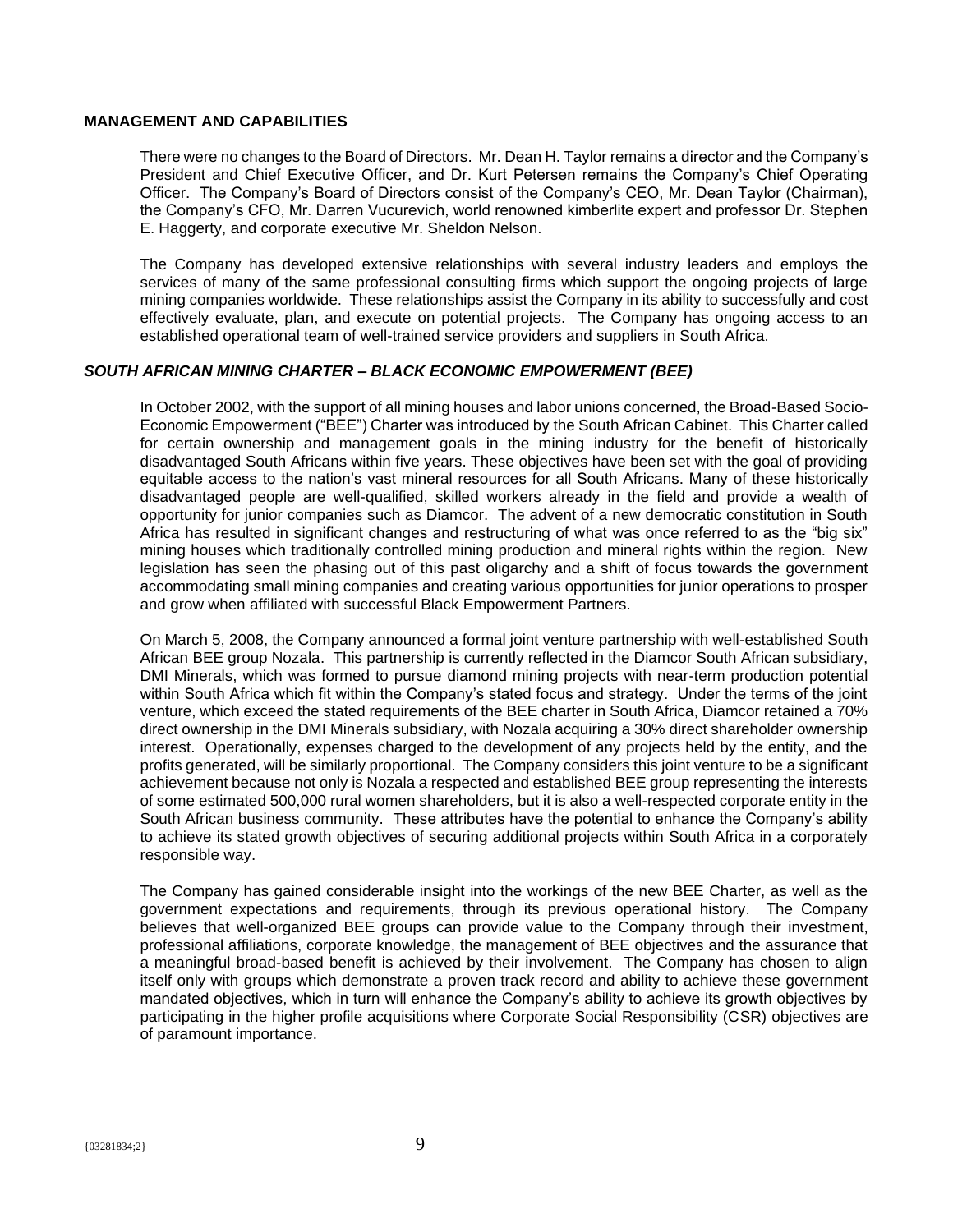## MANAGEMENT AND CAPABILITIES

There were no changes to the Board of Directors. Mr. Dean H. Taylor remains a director and the Company's President and Chief Executive Officer, and Dr. Kurt Petersen remains the Company's Chief Operating Officer. The Company's Board of Directors consist of the Company's CEO, Mr. Dean Taylor (Chairman), the Company's CFO, Mr. Darren Vucurevich, world renowned kimberlite expert and professor Dr. Stephen E. Haggerty, and corporate executive Mr. Sheldon Nelson.

The Company has developed extensive relationships with several industry leaders and employs the services of many of the same professional consulting firms which support the ongoing projects of large mining companies worldwide. These relationships assist the Company in its ability to successfully and cost effectively evaluate, plan, and execute on potential projects. The Company has ongoing access to an established operational team of well-trained service providers and suppliers in South Africa.

### *SOUTH AFRICAN MINING CHARTER – BLACK ECONOMIC EMPOWERMENT (BEE)*

In October 2002, with the support of all mining houses and labor unions concerned, the Broad-Based Socio-Economic Empowerment ("BEE") Charter was introduced by the South African Cabinet. This Charter called for certain ownership and management goals in the mining industry for the benefit of historically disadvantaged South Africans within five years. These objectives have been set with the goal of providing equitable access to the nation's vast mineral resources for all South Africans. Many of these historically disadvantaged people are well-qualified, skilled workers already in the field and provide a wealth of opportunity for junior companies such as Diamcor. The advent of a new democratic constitution in South Africa has resulted in significant changes and restructuring of what was once referred to as the "big six" mining houses which traditionally controlled mining production and mineral rights within the region. New legislation has seen the phasing out of this past oligarchy and a shift of focus towards the government accommodating small mining companies and creating various opportunities for junior operations to prosper and grow when affiliated with successful Black Empowerment Partners.

On March 5, 2008, the Company announced a formal joint venture partnership with well-established South African BEE group Nozala. This partnership is currently reflected in the Diamcor South African subsidiary, DMI Minerals, which was formed to pursue diamond mining projects with near-term production potential within South Africa which fit within the Company's stated focus and strategy. Under the terms of the joint venture, which exceed the stated requirements of the BEE charter in South Africa, Diamcor retained a 70% direct ownership in the DMI Minerals subsidiary, with Nozala acquiring a 30% direct shareholder ownership interest. Operationally, expenses charged to the development of any projects held by the entity, and the profits generated, will be similarly proportional. The Company considers this joint venture to be a significant achievement because not only is Nozala a respected and established BEE group representing the interests of some estimated 500,000 rural women shareholders, but it is also a well-respected corporate entity in the South African business community. These attributes have the potential to enhance the Company's ability to achieve its stated growth objectives of securing additional projects within South Africa in a corporately responsible way.

The Company has gained considerable insight into the workings of the new BEE Charter, as well as the government expectations and requirements, through its previous operational history. The Company believes that well-organized BEE groups can provide value to the Company through their investment, professional affiliations, corporate knowledge, the management of BEE objectives and the assurance that a meaningful broad-based benefit is achieved by their involvement. The Company has chosen to align itself only with groups which demonstrate a proven track record and ability to achieve these government mandated objectives, which in turn will enhance the Company's ability to achieve its growth objectives by participating in the higher profile acquisitions where Corporate Social Responsibility (CSR) objectives are of paramount importance.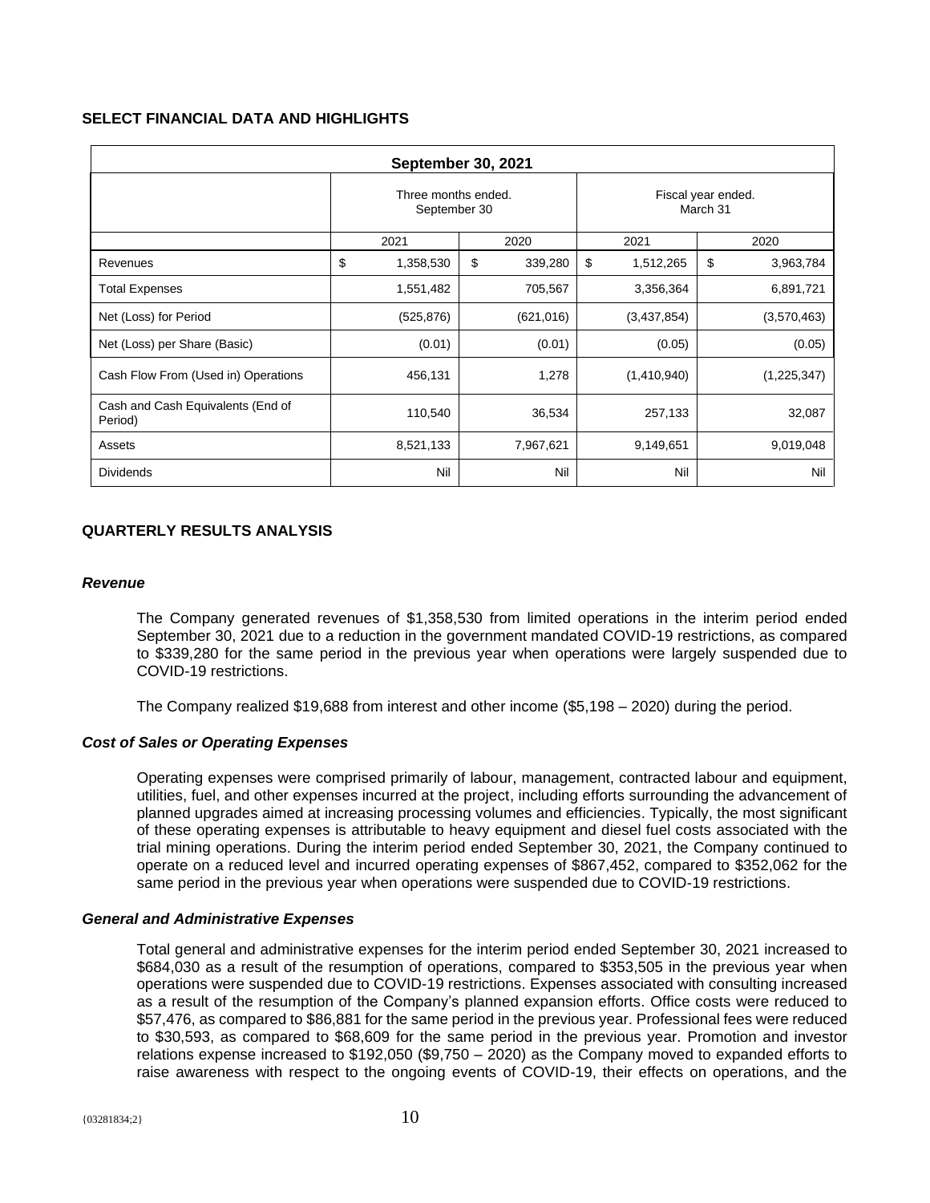## SELECT FINANCIAL DATA AND HIGHLIGHTS

| September 30, 2021 | | | | |
|---|---|---|---|---|
| | Three months ended. September 30 | | Fiscal year ended. March 31 | |
| | 2021 | 2020 | 2021 | 2020 |
| Revenues | $ 1,358,530 | $ 339,280 | $ 1,512,265 | $ 3,963,784 |
| Total Expenses | 1,551,482 | 705,567 | 3,356,364 | 6,891,721 |
| Net (Loss) for Period | (525,876) | (621,016) | (3,437,854) | (3,570,463) |
| Net (Loss) per Share (Basic) | (0.01) | (0.01) | (0.05) | (0.05) |
| Cash Flow From (Used in) Operations | 456,131 | 1,278 | (1,410,940) | (1,225,347) |
| Cash and Cash Equivalents (End of Period) | 110,540 | 36,534 | 257,133 | 32,087 |
| Assets | 8,521,133 | 7,967,621 | 9,149,651 | 9,019,048 |
| Dividends | Nil | Nil | Nil | Nil |

## QUARTERLY RESULTS ANALYSIS

### *Revenue*

The Company generated revenues of $1,358,530 from limited operations in the interim period ended September 30, 2021 due to a reduction in the government mandated COVID-19 restrictions, as compared to $339,280 for the same period in the previous year when operations were largely suspended due to COVID-19 restrictions.

The Company realized $19,688 from interest and other income ($5,198 – 2020) during the period.

### *Cost of Sales or Operating Expenses*

Operating expenses were comprised primarily of labour, management, contracted labour and equipment, utilities, fuel, and other expenses incurred at the project, including efforts surrounding the advancement of planned upgrades aimed at increasing processing volumes and efficiencies. Typically, the most significant of these operating expenses is attributable to heavy equipment and diesel fuel costs associated with the trial mining operations. During the interim period ended September 30, 2021, the Company continued to operate on a reduced level and incurred operating expenses of $867,452, compared to $352,062 for the same period in the previous year when operations were suspended due to COVID-19 restrictions.

### *General and Administrative Expenses*

Total general and administrative expenses for the interim period ended September 30, 2021 increased to $684,030 as a result of the resumption of operations, compared to $353,505 in the previous year when operations were suspended due to COVID-19 restrictions. Expenses associated with consulting increased as a result of the resumption of the Company's planned expansion efforts. Office costs were reduced to $57,476, as compared to $86,881 for the same period in the previous year. Professional fees were reduced to $30,593, as compared to $68,609 for the same period in the previous year. Promotion and investor relations expense increased to $192,050 ($9,750 – 2020) as the Company moved to expanded efforts to raise awareness with respect to the ongoing events of COVID-19, their effects on operations, and the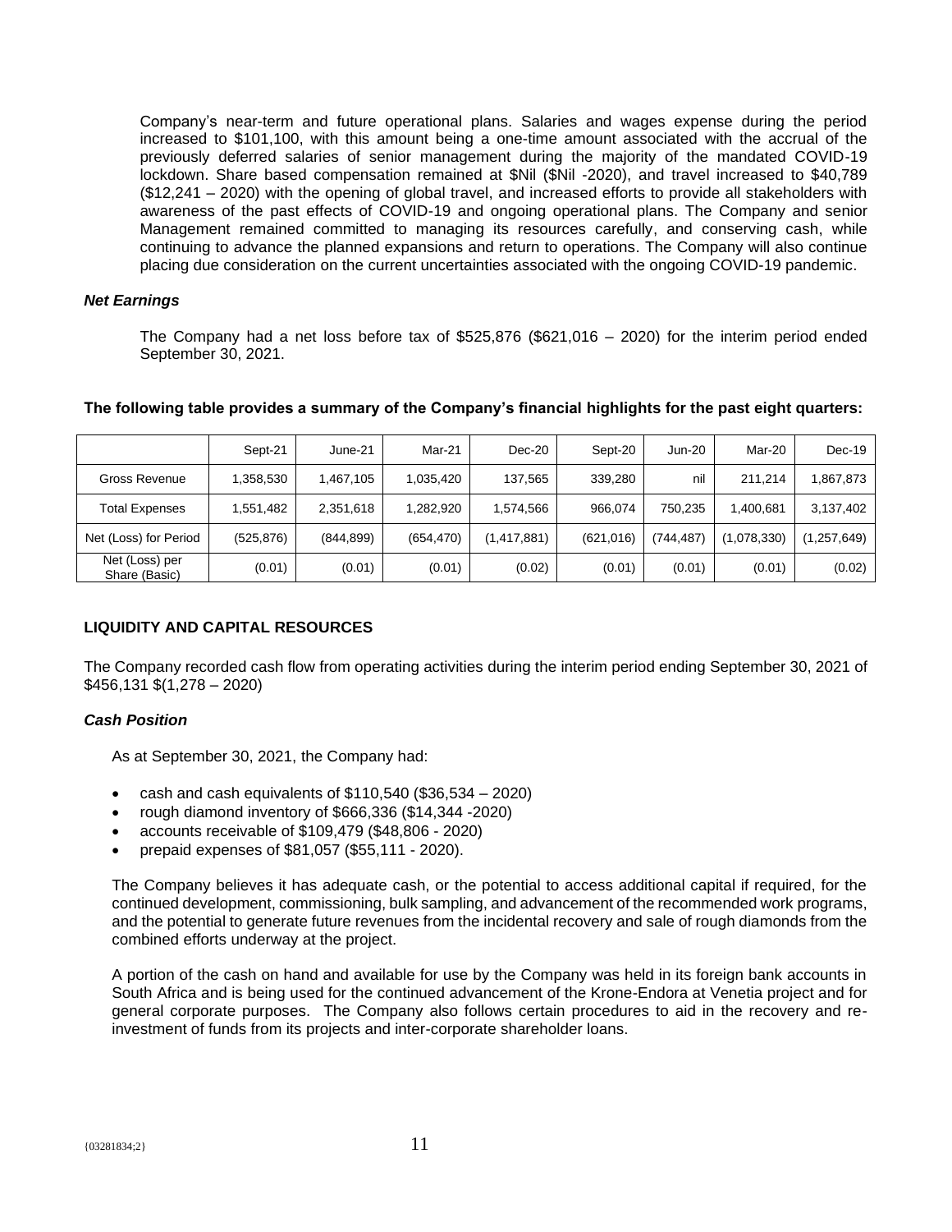Company's near-term and future operational plans. Salaries and wages expense during the period increased to $101,100, with this amount being a one-time amount associated with the accrual of the previously deferred salaries of senior management during the majority of the mandated COVID-19 lockdown. Share based compensation remained at $Nil ($Nil -2020), and travel increased to $40,789 ($12,241 – 2020) with the opening of global travel, and increased efforts to provide all stakeholders with awareness of the past effects of COVID-19 and ongoing operational plans. The Company and senior Management remained committed to managing its resources carefully, and conserving cash, while continuing to advance the planned expansions and return to operations. The Company will also continue placing due consideration on the current uncertainties associated with the ongoing COVID-19 pandemic.

### *Net Earnings*

The Company had a net loss before tax of $525,876 ($621,016 – 2020) for the interim period ended September 30, 2021.

**The following table provides a summary of the Company's financial highlights for the past eight quarters:**

| | Sept-21 | June-21 | Mar-21 | Dec-20 | Sept-20 | Jun-20 | Mar-20 | Dec-19 |
|---|---|---|---|---|---|---|---|---|
| Gross Revenue | 1,358,530 | 1,467,105 | 1,035,420 | 137,565 | 339,280 | nil | 211,214 | 1,867,873 |
| Total Expenses | 1,551,482 | 2,351,618 | 1,282,920 | 1,574,566 | 966,074 | 750,235 | 1,400,681 | 3,137,402 |
| Net (Loss) for Period | (525,876) | (844,899) | (654,470) | (1,417,881) | (621,016) | (744,487) | (1,078,330) | (1,257,649) |
| Net (Loss) per Share (Basic) | (0.01) | (0.01) | (0.01) | (0.02) | (0.01) | (0.01) | (0.01) | (0.02) |

## LIQUIDITY AND CAPITAL RESOURCES

The Company recorded cash flow from operating activities during the interim period ending September 30, 2021 of $456,131 $(1,278 – 2020)

### *Cash Position*

As at September 30, 2021, the Company had:

- cash and cash equivalents of $110,540 ($36,534 – 2020)
- rough diamond inventory of $666,336 ($14,344 -2020)
- accounts receivable of $109,479 ($48,806 - 2020)
- prepaid expenses of $81,057 ($55,111 - 2020).

The Company believes it has adequate cash, or the potential to access additional capital if required, for the continued development, commissioning, bulk sampling, and advancement of the recommended work programs, and the potential to generate future revenues from the incidental recovery and sale of rough diamonds from the combined efforts underway at the project.

A portion of the cash on hand and available for use by the Company was held in its foreign bank accounts in South Africa and is being used for the continued advancement of the Krone-Endora at Venetia project and for general corporate purposes. The Company also follows certain procedures to aid in the recovery and re-investment of funds from its projects and inter-corporate shareholder loans.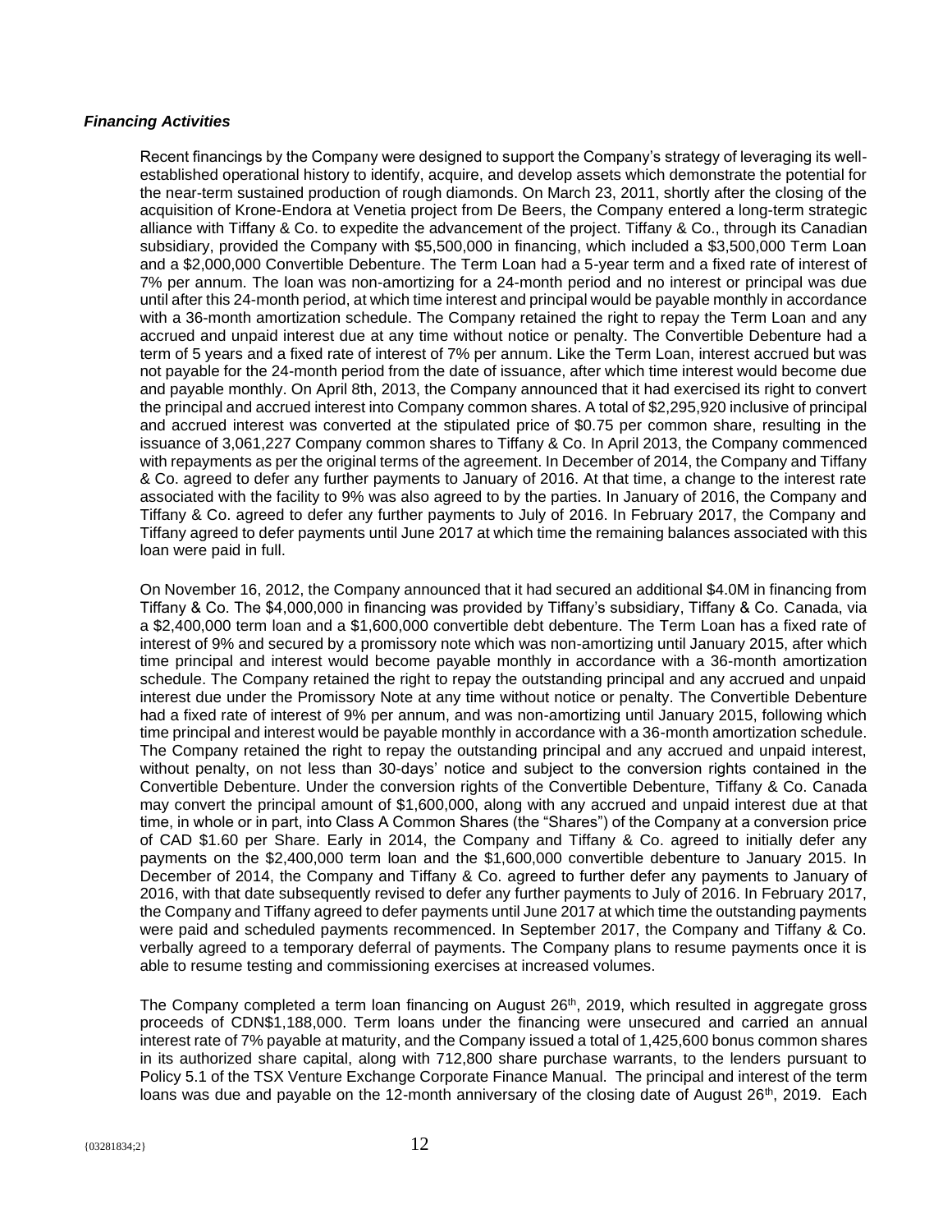***Financing Activities***

Recent financings by the Company were designed to support the Company's strategy of leveraging its well-established operational history to identify, acquire, and develop assets which demonstrate the potential for the near-term sustained production of rough diamonds. On March 23, 2011, shortly after the closing of the acquisition of Krone-Endora at Venetia project from De Beers, the Company entered a long-term strategic alliance with Tiffany & Co. to expedite the advancement of the project. Tiffany & Co., through its Canadian subsidiary, provided the Company with $5,500,000 in financing, which included a $3,500,000 Term Loan and a $2,000,000 Convertible Debenture. The Term Loan had a 5-year term and a fixed rate of interest of 7% per annum. The loan was non-amortizing for a 24-month period and no interest or principal was due until after this 24-month period, at which time interest and principal would be payable monthly in accordance with a 36-month amortization schedule. The Company retained the right to repay the Term Loan and any accrued and unpaid interest due at any time without notice or penalty. The Convertible Debenture had a term of 5 years and a fixed rate of interest of 7% per annum. Like the Term Loan, interest accrued but was not payable for the 24-month period from the date of issuance, after which time interest would become due and payable monthly. On April 8th, 2013, the Company announced that it had exercised its right to convert the principal and accrued interest into Company common shares. A total of $2,295,920 inclusive of principal and accrued interest was converted at the stipulated price of $0.75 per common share, resulting in the issuance of 3,061,227 Company common shares to Tiffany & Co. In April 2013, the Company commenced with repayments as per the original terms of the agreement. In December of 2014, the Company and Tiffany & Co. agreed to defer any further payments to January of 2016. At that time, a change to the interest rate associated with the facility to 9% was also agreed to by the parties. In January of 2016, the Company and Tiffany & Co. agreed to defer any further payments to July of 2016. In February 2017, the Company and Tiffany agreed to defer payments until June 2017 at which time the remaining balances associated with this loan were paid in full.

On November 16, 2012, the Company announced that it had secured an additional $4.0M in financing from Tiffany & Co. The $4,000,000 in financing was provided by Tiffany's subsidiary, Tiffany & Co. Canada, via a $2,400,000 term loan and a $1,600,000 convertible debt debenture. The Term Loan has a fixed rate of interest of 9% and secured by a promissory note which was non-amortizing until January 2015, after which time principal and interest would become payable monthly in accordance with a 36-month amortization schedule. The Company retained the right to repay the outstanding principal and any accrued and unpaid interest due under the Promissory Note at any time without notice or penalty. The Convertible Debenture had a fixed rate of interest of 9% per annum, and was non-amortizing until January 2015, following which time principal and interest would be payable monthly in accordance with a 36-month amortization schedule. The Company retained the right to repay the outstanding principal and any accrued and unpaid interest, without penalty, on not less than 30-days' notice and subject to the conversion rights contained in the Convertible Debenture. Under the conversion rights of the Convertible Debenture, Tiffany & Co. Canada may convert the principal amount of $1,600,000, along with any accrued and unpaid interest due at that time, in whole or in part, into Class A Common Shares (the "Shares") of the Company at a conversion price of CAD $1.60 per Share. Early in 2014, the Company and Tiffany & Co. agreed to initially defer any payments on the $2,400,000 term loan and the $1,600,000 convertible debenture to January 2015. In December of 2014, the Company and Tiffany & Co. agreed to further defer any payments to January of 2016, with that date subsequently revised to defer any further payments to July of 2016. In February 2017, the Company and Tiffany agreed to defer payments until June 2017 at which time the outstanding payments were paid and scheduled payments recommenced. In September 2017, the Company and Tiffany & Co. verbally agreed to a temporary deferral of payments. The Company plans to resume payments once it is able to resume testing and commissioning exercises at increased volumes.

The Company completed a term loan financing on August 26th, 2019, which resulted in aggregate gross proceeds of CDN$1,188,000. Term loans under the financing were unsecured and carried an annual interest rate of 7% payable at maturity, and the Company issued a total of 1,425,600 bonus common shares in its authorized share capital, along with 712,800 share purchase warrants, to the lenders pursuant to Policy 5.1 of the TSX Venture Exchange Corporate Finance Manual. The principal and interest of the term loans was due and payable on the 12-month anniversary of the closing date of August 26th, 2019. Each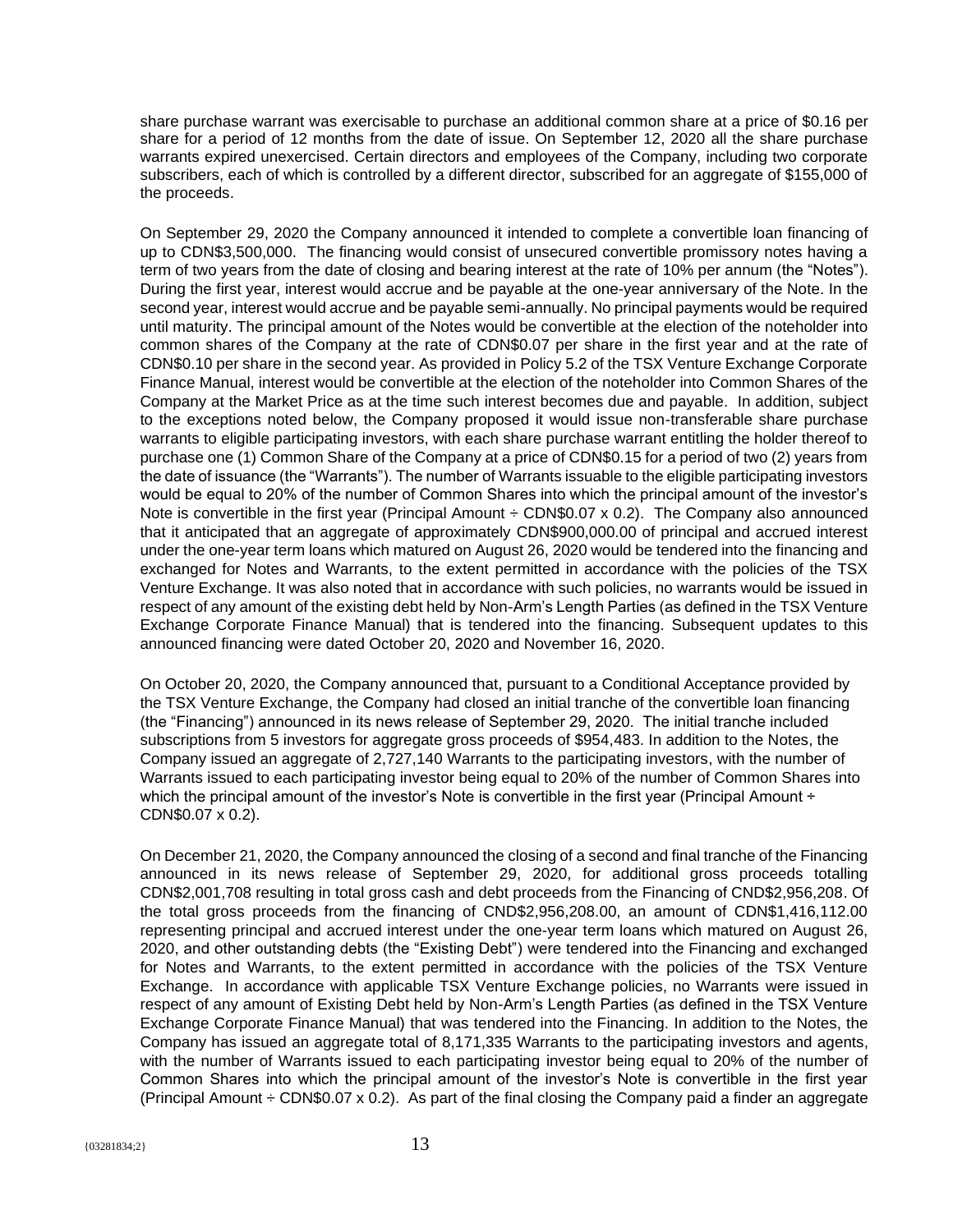share purchase warrant was exercisable to purchase an additional common share at a price of $0.16 per share for a period of 12 months from the date of issue. On September 12, 2020 all the share purchase warrants expired unexercised. Certain directors and employees of the Company, including two corporate subscribers, each of which is controlled by a different director, subscribed for an aggregate of $155,000 of the proceeds.

On September 29, 2020 the Company announced it intended to complete a convertible loan financing of up to CDN$3,500,000. The financing would consist of unsecured convertible promissory notes having a term of two years from the date of closing and bearing interest at the rate of 10% per annum (the "Notes"). During the first year, interest would accrue and be payable at the one-year anniversary of the Note. In the second year, interest would accrue and be payable semi-annually. No principal payments would be required until maturity. The principal amount of the Notes would be convertible at the election of the noteholder into common shares of the Company at the rate of CDN$0.07 per share in the first year and at the rate of CDN$0.10 per share in the second year. As provided in Policy 5.2 of the TSX Venture Exchange Corporate Finance Manual, interest would be convertible at the election of the noteholder into Common Shares of the Company at the Market Price as at the time such interest becomes due and payable. In addition, subject to the exceptions noted below, the Company proposed it would issue non-transferable share purchase warrants to eligible participating investors, with each share purchase warrant entitling the holder thereof to purchase one (1) Common Share of the Company at a price of CDN$0.15 for a period of two (2) years from the date of issuance (the "Warrants"). The number of Warrants issuable to the eligible participating investors would be equal to 20% of the number of Common Shares into which the principal amount of the investor's Note is convertible in the first year (Principal Amount ÷ CDN$0.07 x 0.2). The Company also announced that it anticipated that an aggregate of approximately CDN$900,000.00 of principal and accrued interest under the one-year term loans which matured on August 26, 2020 would be tendered into the financing and exchanged for Notes and Warrants, to the extent permitted in accordance with the policies of the TSX Venture Exchange. It was also noted that in accordance with such policies, no warrants would be issued in respect of any amount of the existing debt held by Non-Arm's Length Parties (as defined in the TSX Venture Exchange Corporate Finance Manual) that is tendered into the financing. Subsequent updates to this announced financing were dated October 20, 2020 and November 16, 2020.

On October 20, 2020, the Company announced that, pursuant to a Conditional Acceptance provided by the TSX Venture Exchange, the Company had closed an initial tranche of the convertible loan financing (the "Financing") announced in its news release of September 29, 2020. The initial tranche included subscriptions from 5 investors for aggregate gross proceeds of $954,483. In addition to the Notes, the Company issued an aggregate of 2,727,140 Warrants to the participating investors, with the number of Warrants issued to each participating investor being equal to 20% of the number of Common Shares into which the principal amount of the investor's Note is convertible in the first year (Principal Amount ÷ CDN$0.07 x 0.2).

On December 21, 2020, the Company announced the closing of a second and final tranche of the Financing announced in its news release of September 29, 2020, for additional gross proceeds totalling CDN$2,001,708 resulting in total gross cash and debt proceeds from the Financing of CND$2,956,208. Of the total gross proceeds from the financing of CND$2,956,208.00, an amount of CDN$1,416,112.00 representing principal and accrued interest under the one-year term loans which matured on August 26, 2020, and other outstanding debts (the "Existing Debt") were tendered into the Financing and exchanged for Notes and Warrants, to the extent permitted in accordance with the policies of the TSX Venture Exchange. In accordance with applicable TSX Venture Exchange policies, no Warrants were issued in respect of any amount of Existing Debt held by Non-Arm's Length Parties (as defined in the TSX Venture Exchange Corporate Finance Manual) that was tendered into the Financing. In addition to the Notes, the Company has issued an aggregate total of 8,171,335 Warrants to the participating investors and agents, with the number of Warrants issued to each participating investor being equal to 20% of the number of Common Shares into which the principal amount of the investor's Note is convertible in the first year (Principal Amount ÷ CDN$0.07 x 0.2). As part of the final closing the Company paid a finder an aggregate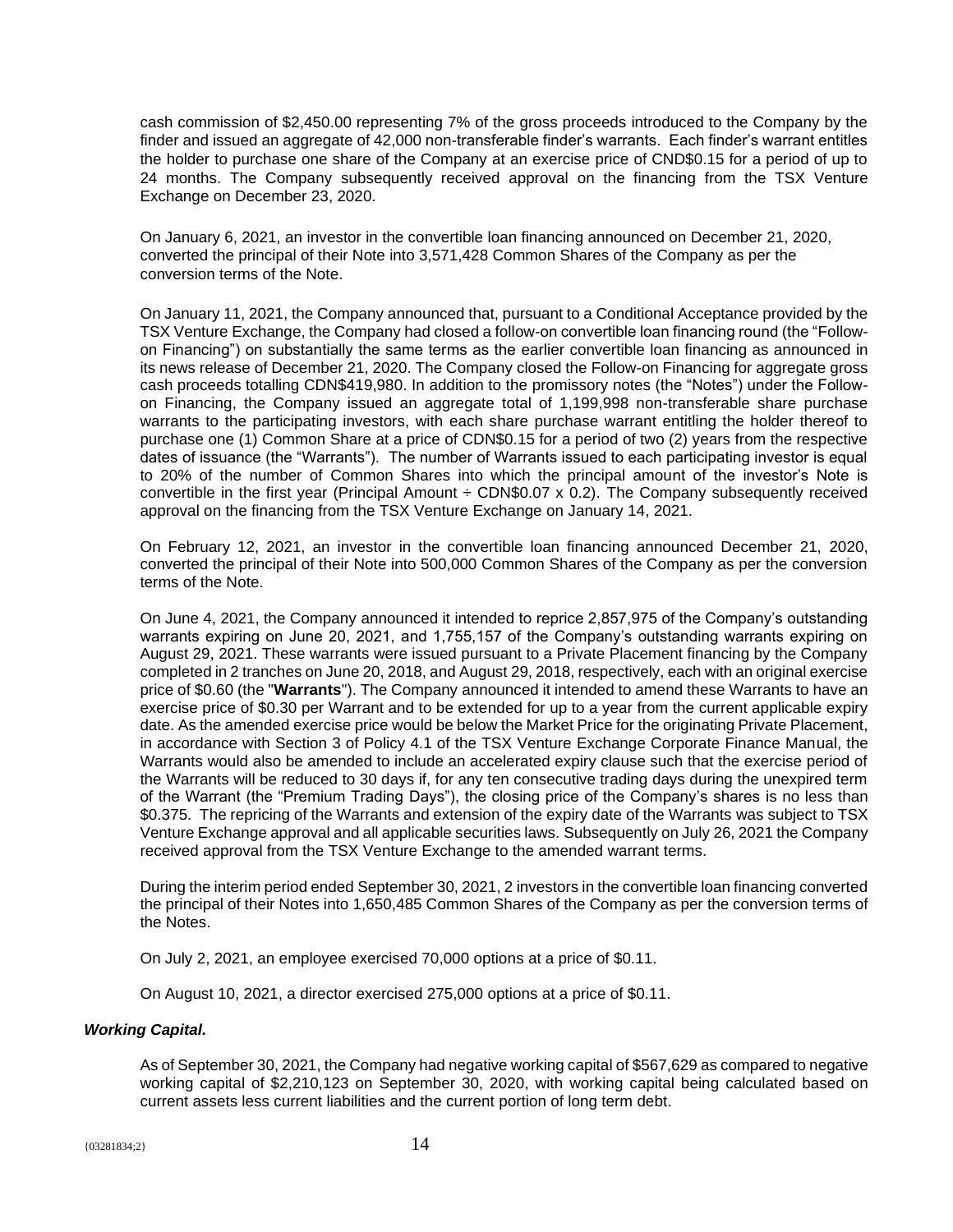cash commission of $2,450.00 representing 7% of the gross proceeds introduced to the Company by the finder and issued an aggregate of 42,000 non-transferable finder's warrants. Each finder's warrant entitles the holder to purchase one share of the Company at an exercise price of CND$0.15 for a period of up to 24 months. The Company subsequently received approval on the financing from the TSX Venture Exchange on December 23, 2020.

On January 6, 2021, an investor in the convertible loan financing announced on December 21, 2020, converted the principal of their Note into 3,571,428 Common Shares of the Company as per the conversion terms of the Note.

On January 11, 2021, the Company announced that, pursuant to a Conditional Acceptance provided by the TSX Venture Exchange, the Company had closed a follow-on convertible loan financing round (the "Follow-on Financing") on substantially the same terms as the earlier convertible loan financing as announced in its news release of December 21, 2020. The Company closed the Follow-on Financing for aggregate gross cash proceeds totalling CDN$419,980. In addition to the promissory notes (the "Notes") under the Follow-on Financing, the Company issued an aggregate total of 1,199,998 non-transferable share purchase warrants to the participating investors, with each share purchase warrant entitling the holder thereof to purchase one (1) Common Share at a price of CDN$0.15 for a period of two (2) years from the respective dates of issuance (the "Warrants"). The number of Warrants issued to each participating investor is equal to 20% of the number of Common Shares into which the principal amount of the investor's Note is convertible in the first year (Principal Amount ÷ CDN$0.07 x 0.2). The Company subsequently received approval on the financing from the TSX Venture Exchange on January 14, 2021.

On February 12, 2021, an investor in the convertible loan financing announced December 21, 2020, converted the principal of their Note into 500,000 Common Shares of the Company as per the conversion terms of the Note.

On June 4, 2021, the Company announced it intended to reprice 2,857,975 of the Company's outstanding warrants expiring on June 20, 2021, and 1,755,157 of the Company's outstanding warrants expiring on August 29, 2021. These warrants were issued pursuant to a Private Placement financing by the Company completed in 2 tranches on June 20, 2018, and August 29, 2018, respectively, each with an original exercise price of $0.60 (the "**Warrants**"). The Company announced it intended to amend these Warrants to have an exercise price of $0.30 per Warrant and to be extended for up to a year from the current applicable expiry date. As the amended exercise price would be below the Market Price for the originating Private Placement, in accordance with Section 3 of Policy 4.1 of the TSX Venture Exchange Corporate Finance Manual, the Warrants would also be amended to include an accelerated expiry clause such that the exercise period of the Warrants will be reduced to 30 days if, for any ten consecutive trading days during the unexpired term of the Warrant (the "Premium Trading Days"), the closing price of the Company's shares is no less than $0.375. The repricing of the Warrants and extension of the expiry date of the Warrants was subject to TSX Venture Exchange approval and all applicable securities laws. Subsequently on July 26, 2021 the Company received approval from the TSX Venture Exchange to the amended warrant terms.

During the interim period ended September 30, 2021, 2 investors in the convertible loan financing converted the principal of their Notes into 1,650,485 Common Shares of the Company as per the conversion terms of the Notes.

On July 2, 2021, an employee exercised 70,000 options at a price of $0.11.

On August 10, 2021, a director exercised 275,000 options at a price of $0.11.

***Working Capital.***

As of September 30, 2021, the Company had negative working capital of $567,629 as compared to negative working capital of $2,210,123 on September 30, 2020, with working capital being calculated based on current assets less current liabilities and the current portion of long term debt.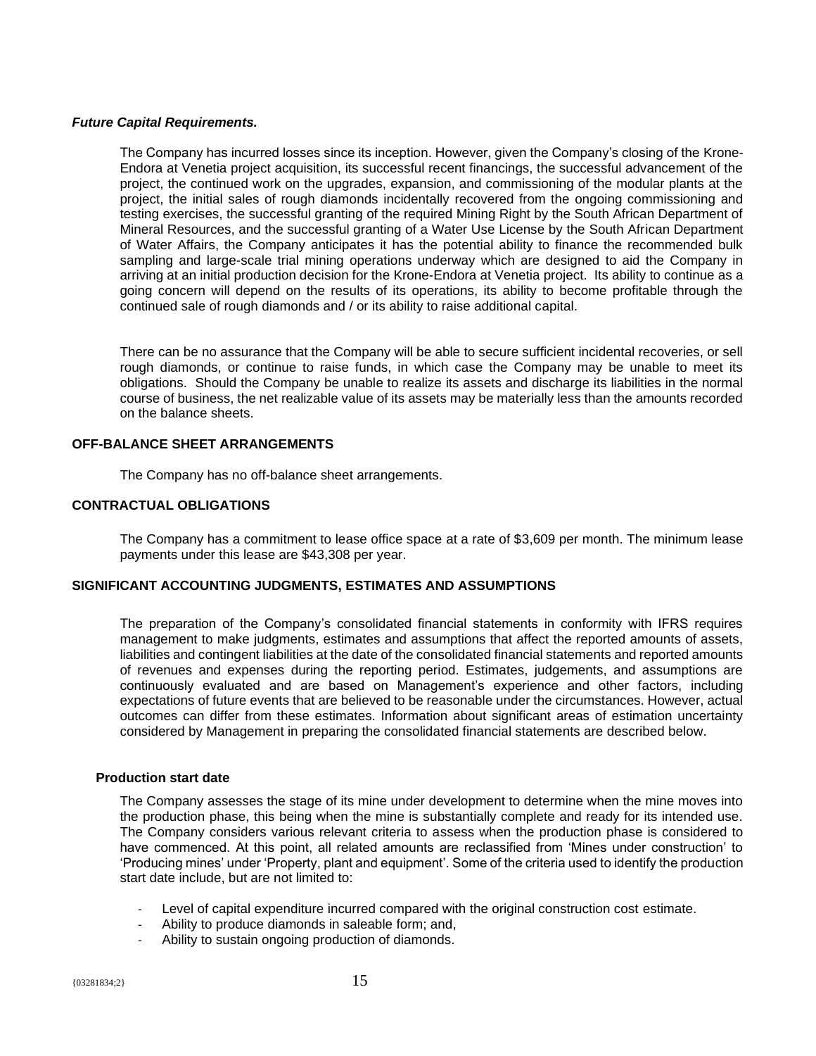***Future Capital Requirements.***

The Company has incurred losses since its inception. However, given the Company's closing of the Krone-Endora at Venetia project acquisition, its successful recent financings, the successful advancement of the project, the continued work on the upgrades, expansion, and commissioning of the modular plants at the project, the initial sales of rough diamonds incidentally recovered from the ongoing commissioning and testing exercises, the successful granting of the required Mining Right by the South African Department of Mineral Resources, and the successful granting of a Water Use License by the South African Department of Water Affairs, the Company anticipates it has the potential ability to finance the recommended bulk sampling and large-scale trial mining operations underway which are designed to aid the Company in arriving at an initial production decision for the Krone-Endora at Venetia project. Its ability to continue as a going concern will depend on the results of its operations, its ability to become profitable through the continued sale of rough diamonds and / or its ability to raise additional capital.

There can be no assurance that the Company will be able to secure sufficient incidental recoveries, or sell rough diamonds, or continue to raise funds, in which case the Company may be unable to meet its obligations. Should the Company be unable to realize its assets and discharge its liabilities in the normal course of business, the net realizable value of its assets may be materially less than the amounts recorded on the balance sheets.

## OFF-BALANCE SHEET ARRANGEMENTS

The Company has no off-balance sheet arrangements.

## CONTRACTUAL OBLIGATIONS

The Company has a commitment to lease office space at a rate of $3,609 per month. The minimum lease payments under this lease are $43,308 per year.

## SIGNIFICANT ACCOUNTING JUDGMENTS, ESTIMATES AND ASSUMPTIONS

The preparation of the Company's consolidated financial statements in conformity with IFRS requires management to make judgments, estimates and assumptions that affect the reported amounts of assets, liabilities and contingent liabilities at the date of the consolidated financial statements and reported amounts of revenues and expenses during the reporting period. Estimates, judgements, and assumptions are continuously evaluated and are based on Management's experience and other factors, including expectations of future events that are believed to be reasonable under the circumstances. However, actual outcomes can differ from these estimates. Information about significant areas of estimation uncertainty considered by Management in preparing the consolidated financial statements are described below.

### Production start date

The Company assesses the stage of its mine under development to determine when the mine moves into the production phase, this being when the mine is substantially complete and ready for its intended use. The Company considers various relevant criteria to assess when the production phase is considered to have commenced. At this point, all related amounts are reclassified from 'Mines under construction' to 'Producing mines' under 'Property, plant and equipment'. Some of the criteria used to identify the production start date include, but are not limited to:

- Level of capital expenditure incurred compared with the original construction cost estimate.
- Ability to produce diamonds in saleable form; and,
- Ability to sustain ongoing production of diamonds.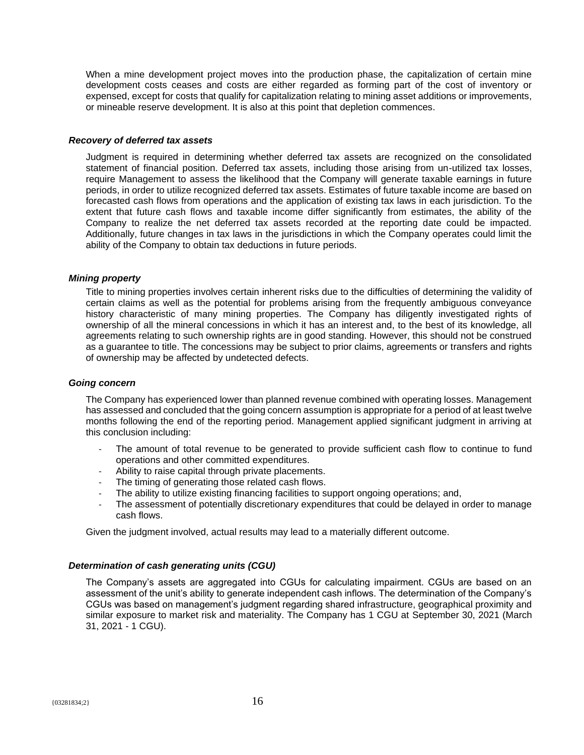When a mine development project moves into the production phase, the capitalization of certain mine development costs ceases and costs are either regarded as forming part of the cost of inventory or expensed, except for costs that qualify for capitalization relating to mining asset additions or improvements, or mineable reserve development. It is also at this point that depletion commences.

### *Recovery of deferred tax assets*

Judgment is required in determining whether deferred tax assets are recognized on the consolidated statement of financial position. Deferred tax assets, including those arising from un-utilized tax losses, require Management to assess the likelihood that the Company will generate taxable earnings in future periods, in order to utilize recognized deferred tax assets. Estimates of future taxable income are based on forecasted cash flows from operations and the application of existing tax laws in each jurisdiction. To the extent that future cash flows and taxable income differ significantly from estimates, the ability of the Company to realize the net deferred tax assets recorded at the reporting date could be impacted. Additionally, future changes in tax laws in the jurisdictions in which the Company operates could limit the ability of the Company to obtain tax deductions in future periods.

### *Mining property*

Title to mining properties involves certain inherent risks due to the difficulties of determining the validity of certain claims as well as the potential for problems arising from the frequently ambiguous conveyance history characteristic of many mining properties. The Company has diligently investigated rights of ownership of all the mineral concessions in which it has an interest and, to the best of its knowledge, all agreements relating to such ownership rights are in good standing. However, this should not be construed as a guarantee to title. The concessions may be subject to prior claims, agreements or transfers and rights of ownership may be affected by undetected defects.

### *Going concern*

The Company has experienced lower than planned revenue combined with operating losses. Management has assessed and concluded that the going concern assumption is appropriate for a period of at least twelve months following the end of the reporting period. Management applied significant judgment in arriving at this conclusion including:

- The amount of total revenue to be generated to provide sufficient cash flow to continue to fund operations and other committed expenditures.
- Ability to raise capital through private placements.
- The timing of generating those related cash flows.
- The ability to utilize existing financing facilities to support ongoing operations; and,
- The assessment of potentially discretionary expenditures that could be delayed in order to manage cash flows.

Given the judgment involved, actual results may lead to a materially different outcome.

### *Determination of cash generating units (CGU)*

The Company's assets are aggregated into CGUs for calculating impairment. CGUs are based on an assessment of the unit's ability to generate independent cash inflows. The determination of the Company's CGUs was based on management's judgment regarding shared infrastructure, geographical proximity and similar exposure to market risk and materiality. The Company has 1 CGU at September 30, 2021 (March 31, 2021 - 1 CGU).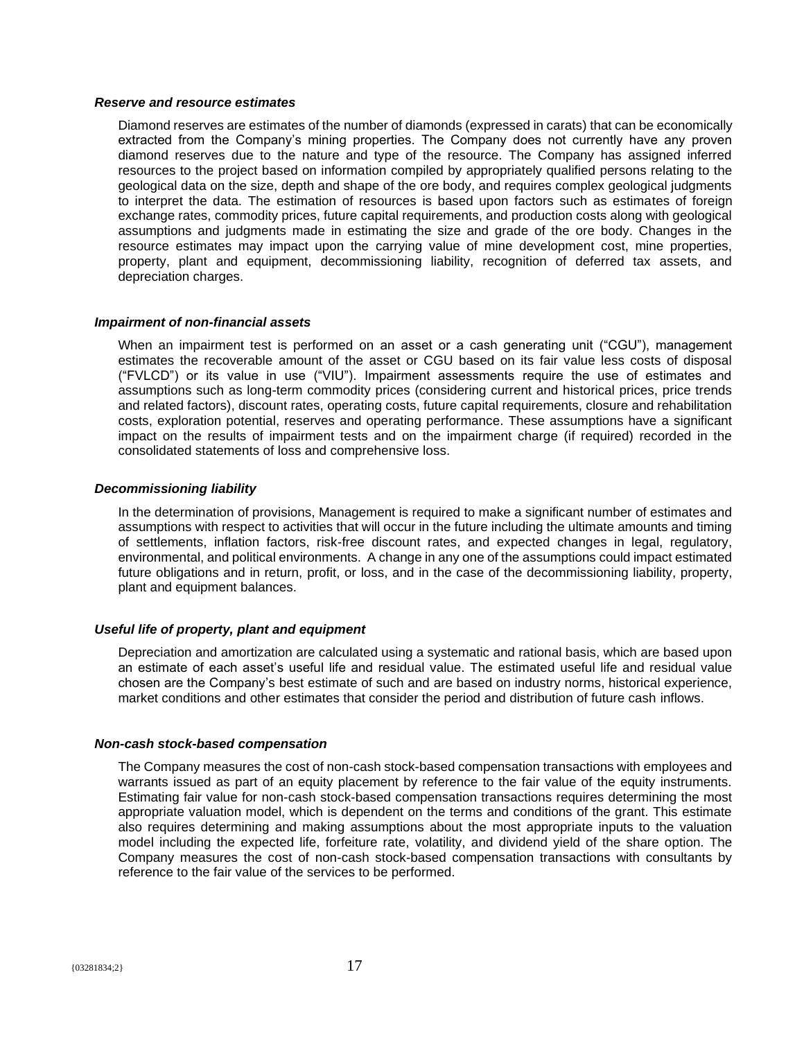***Reserve and resource estimates***

Diamond reserves are estimates of the number of diamonds (expressed in carats) that can be economically extracted from the Company's mining properties. The Company does not currently have any proven diamond reserves due to the nature and type of the resource. The Company has assigned inferred resources to the project based on information compiled by appropriately qualified persons relating to the geological data on the size, depth and shape of the ore body, and requires complex geological judgments to interpret the data. The estimation of resources is based upon factors such as estimates of foreign exchange rates, commodity prices, future capital requirements, and production costs along with geological assumptions and judgments made in estimating the size and grade of the ore body. Changes in the resource estimates may impact upon the carrying value of mine development cost, mine properties, property, plant and equipment, decommissioning liability, recognition of deferred tax assets, and depreciation charges.

***Impairment of non-financial assets***

When an impairment test is performed on an asset or a cash generating unit ("CGU"), management estimates the recoverable amount of the asset or CGU based on its fair value less costs of disposal ("FVLCD") or its value in use ("VIU"). Impairment assessments require the use of estimates and assumptions such as long-term commodity prices (considering current and historical prices, price trends and related factors), discount rates, operating costs, future capital requirements, closure and rehabilitation costs, exploration potential, reserves and operating performance. These assumptions have a significant impact on the results of impairment tests and on the impairment charge (if required) recorded in the consolidated statements of loss and comprehensive loss.

***Decommissioning liability***

In the determination of provisions, Management is required to make a significant number of estimates and assumptions with respect to activities that will occur in the future including the ultimate amounts and timing of settlements, inflation factors, risk-free discount rates, and expected changes in legal, regulatory, environmental, and political environments. A change in any one of the assumptions could impact estimated future obligations and in return, profit, or loss, and in the case of the decommissioning liability, property, plant and equipment balances.

***Useful life of property, plant and equipment***

Depreciation and amortization are calculated using a systematic and rational basis, which are based upon an estimate of each asset's useful life and residual value. The estimated useful life and residual value chosen are the Company's best estimate of such and are based on industry norms, historical experience, market conditions and other estimates that consider the period and distribution of future cash inflows.

***Non-cash stock-based compensation***

The Company measures the cost of non-cash stock-based compensation transactions with employees and warrants issued as part of an equity placement by reference to the fair value of the equity instruments. Estimating fair value for non-cash stock-based compensation transactions requires determining the most appropriate valuation model, which is dependent on the terms and conditions of the grant. This estimate also requires determining and making assumptions about the most appropriate inputs to the valuation model including the expected life, forfeiture rate, volatility, and dividend yield of the share option. The Company measures the cost of non-cash stock-based compensation transactions with consultants by reference to the fair value of the services to be performed.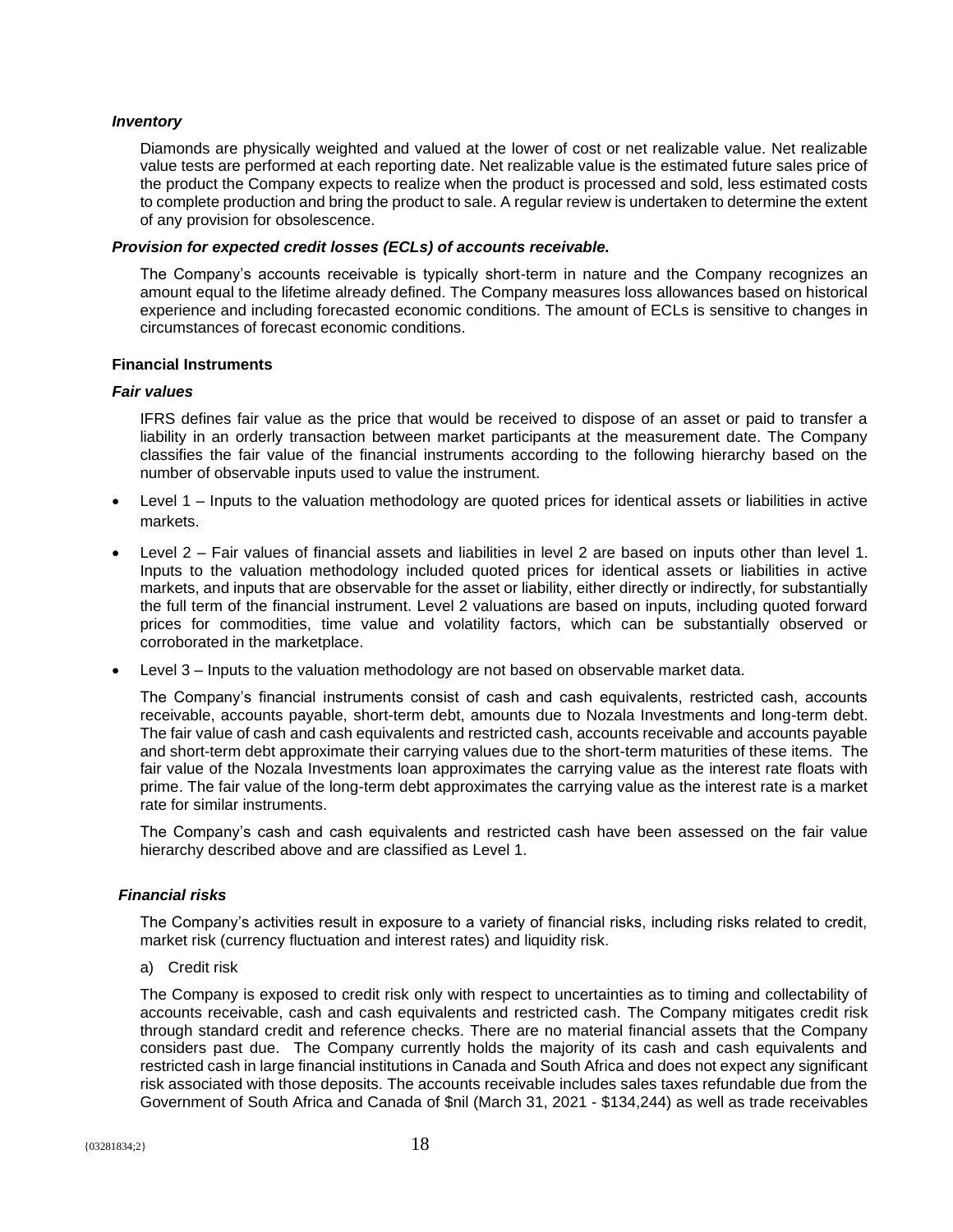***Inventory***

Diamonds are physically weighted and valued at the lower of cost or net realizable value. Net realizable value tests are performed at each reporting date. Net realizable value is the estimated future sales price of the product the Company expects to realize when the product is processed and sold, less estimated costs to complete production and bring the product to sale. A regular review is undertaken to determine the extent of any provision for obsolescence.

***Provision for expected credit losses (ECLs) of accounts receivable.***

The Company's accounts receivable is typically short-term in nature and the Company recognizes an amount equal to the lifetime already defined. The Company measures loss allowances based on historical experience and including forecasted economic conditions. The amount of ECLs is sensitive to changes in circumstances of forecast economic conditions.

**Financial Instruments**

***Fair values***

IFRS defines fair value as the price that would be received to dispose of an asset or paid to transfer a liability in an orderly transaction between market participants at the measurement date. The Company classifies the fair value of the financial instruments according to the following hierarchy based on the number of observable inputs used to value the instrument.

- Level 1 – Inputs to the valuation methodology are quoted prices for identical assets or liabilities in active markets.
- Level 2 – Fair values of financial assets and liabilities in level 2 are based on inputs other than level 1. Inputs to the valuation methodology included quoted prices for identical assets or liabilities in active markets, and inputs that are observable for the asset or liability, either directly or indirectly, for substantially the full term of the financial instrument. Level 2 valuations are based on inputs, including quoted forward prices for commodities, time value and volatility factors, which can be substantially observed or corroborated in the marketplace.
- Level 3 – Inputs to the valuation methodology are not based on observable market data.

The Company's financial instruments consist of cash and cash equivalents, restricted cash, accounts receivable, accounts payable, short-term debt, amounts due to Nozala Investments and long-term debt. The fair value of cash and cash equivalents and restricted cash, accounts receivable and accounts payable and short-term debt approximate their carrying values due to the short-term maturities of these items. The fair value of the Nozala Investments loan approximates the carrying value as the interest rate floats with prime. The fair value of the long-term debt approximates the carrying value as the interest rate is a market rate for similar instruments.

The Company's cash and cash equivalents and restricted cash have been assessed on the fair value hierarchy described above and are classified as Level 1.

***Financial risks***

The Company's activities result in exposure to a variety of financial risks, including risks related to credit, market risk (currency fluctuation and interest rates) and liquidity risk.

a) Credit risk

The Company is exposed to credit risk only with respect to uncertainties as to timing and collectability of accounts receivable, cash and cash equivalents and restricted cash. The Company mitigates credit risk through standard credit and reference checks. There are no material financial assets that the Company considers past due. The Company currently holds the majority of its cash and cash equivalents and restricted cash in large financial institutions in Canada and South Africa and does not expect any significant risk associated with those deposits. The accounts receivable includes sales taxes refundable due from the Government of South Africa and Canada of $nil (March 31, 2021 - $134,244) as well as trade receivables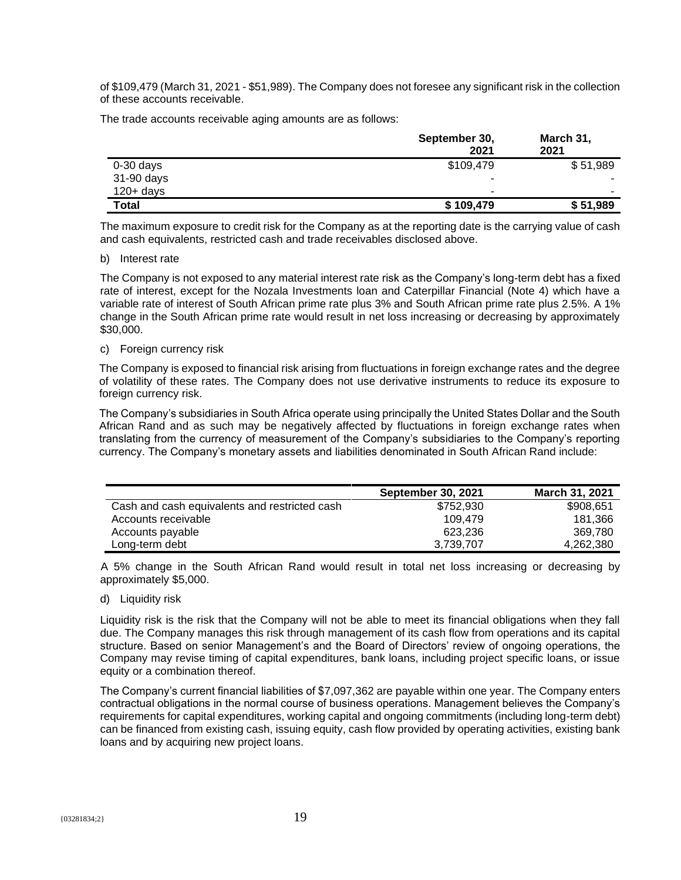of $109,479 (March 31, 2021 - $51,989). The Company does not foresee any significant risk in the collection of these accounts receivable.

The trade accounts receivable aging amounts are as follows:

| | September 30, 2021 | March 31, 2021 |
|---|---|---|
| 0-30 days | $109,479 | $ 51,989 |
| 31-90 days | - | - |
| 120+ days | - | - |
| **Total** | **$ 109,479** | **$ 51,989** |

The maximum exposure to credit risk for the Company as at the reporting date is the carrying value of cash and cash equivalents, restricted cash and trade receivables disclosed above.

b) Interest rate

The Company is not exposed to any material interest rate risk as the Company's long-term debt has a fixed rate of interest, except for the Nozala Investments loan and Caterpillar Financial (Note 4) which have a variable rate of interest of South African prime rate plus 3% and South African prime rate plus 2.5%. A 1% change in the South African prime rate would result in net loss increasing or decreasing by approximately $30,000.

c) Foreign currency risk

The Company is exposed to financial risk arising from fluctuations in foreign exchange rates and the degree of volatility of these rates. The Company does not use derivative instruments to reduce its exposure to foreign currency risk.

The Company's subsidiaries in South Africa operate using principally the United States Dollar and the South African Rand and as such may be negatively affected by fluctuations in foreign exchange rates when translating from the currency of measurement of the Company's subsidiaries to the Company's reporting currency. The Company's monetary assets and liabilities denominated in South African Rand include:

| | September 30, 2021 | March 31, 2021 |
|---|---|---|
| Cash and cash equivalents and restricted cash | $752,930 | $908,651 |
| Accounts receivable | 109,479 | 181,366 |
| Accounts payable | 623,236 | 369,780 |
| Long-term debt | 3,739,707 | 4,262,380 |

A 5% change in the South African Rand would result in total net loss increasing or decreasing by approximately $5,000.

d) Liquidity risk

Liquidity risk is the risk that the Company will not be able to meet its financial obligations when they fall due. The Company manages this risk through management of its cash flow from operations and its capital structure. Based on senior Management's and the Board of Directors' review of ongoing operations, the Company may revise timing of capital expenditures, bank loans, including project specific loans, or issue equity or a combination thereof.

The Company's current financial liabilities of $7,097,362 are payable within one year. The Company enters contractual obligations in the normal course of business operations. Management believes the Company's requirements for capital expenditures, working capital and ongoing commitments (including long-term debt) can be financed from existing cash, issuing equity, cash flow provided by operating activities, existing bank loans and by acquiring new project loans.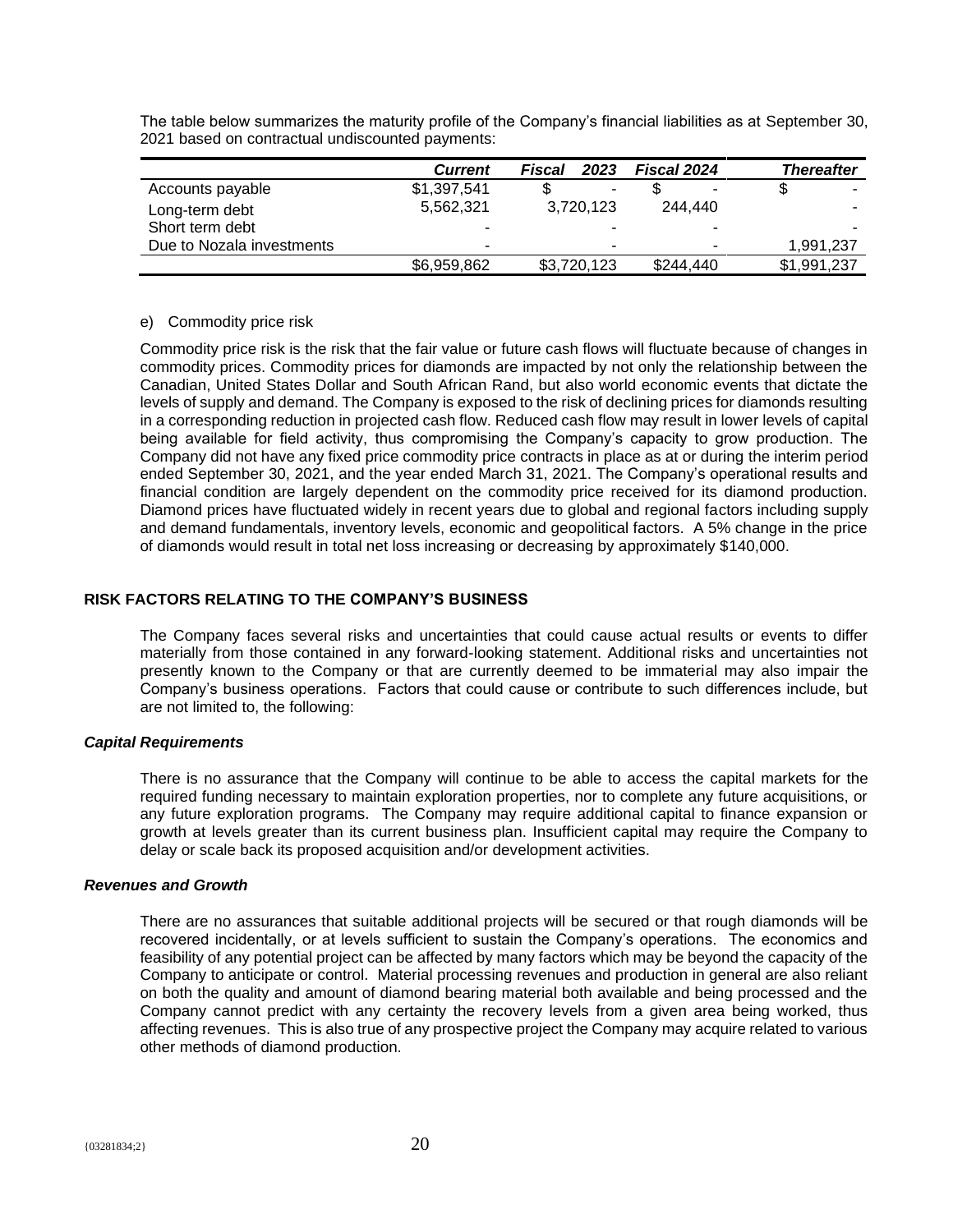The table below summarizes the maturity profile of the Company's financial liabilities as at September 30, 2021 based on contractual undiscounted payments:

| | *Current* | *Fiscal 2023* | *Fiscal 2024* | *Thereafter* |
|---|---|---|---|---|
| Accounts payable | $1,397,541 | $ - | $ - | $ - |
| Long-term debt | 5,562,321 | 3,720,123 | 244,440 | - |
| Short term debt | - | - | - | - |
| Due to Nozala investments | - | - | - | 1,991,237 |
| | $6,959,862 | $3,720,123 | $244,440 | $1,991,237 |

e) Commodity price risk

Commodity price risk is the risk that the fair value or future cash flows will fluctuate because of changes in commodity prices. Commodity prices for diamonds are impacted by not only the relationship between the Canadian, United States Dollar and South African Rand, but also world economic events that dictate the levels of supply and demand. The Company is exposed to the risk of declining prices for diamonds resulting in a corresponding reduction in projected cash flow. Reduced cash flow may result in lower levels of capital being available for field activity, thus compromising the Company's capacity to grow production. The Company did not have any fixed price commodity price contracts in place as at or during the interim period ended September 30, 2021, and the year ended March 31, 2021. The Company's operational results and financial condition are largely dependent on the commodity price received for its diamond production. Diamond prices have fluctuated widely in recent years due to global and regional factors including supply and demand fundamentals, inventory levels, economic and geopolitical factors. A 5% change in the price of diamonds would result in total net loss increasing or decreasing by approximately $140,000.

## RISK FACTORS RELATING TO THE COMPANY'S BUSINESS

The Company faces several risks and uncertainties that could cause actual results or events to differ materially from those contained in any forward-looking statement. Additional risks and uncertainties not presently known to the Company or that are currently deemed to be immaterial may also impair the Company's business operations. Factors that could cause or contribute to such differences include, but are not limited to, the following:

### *Capital Requirements*

There is no assurance that the Company will continue to be able to access the capital markets for the required funding necessary to maintain exploration properties, nor to complete any future acquisitions, or any future exploration programs. The Company may require additional capital to finance expansion or growth at levels greater than its current business plan. Insufficient capital may require the Company to delay or scale back its proposed acquisition and/or development activities.

### *Revenues and Growth*

There are no assurances that suitable additional projects will be secured or that rough diamonds will be recovered incidentally, or at levels sufficient to sustain the Company's operations. The economics and feasibility of any potential project can be affected by many factors which may be beyond the capacity of the Company to anticipate or control. Material processing revenues and production in general are also reliant on both the quality and amount of diamond bearing material both available and being processed and the Company cannot predict with any certainty the recovery levels from a given area being worked, thus affecting revenues. This is also true of any prospective project the Company may acquire related to various other methods of diamond production.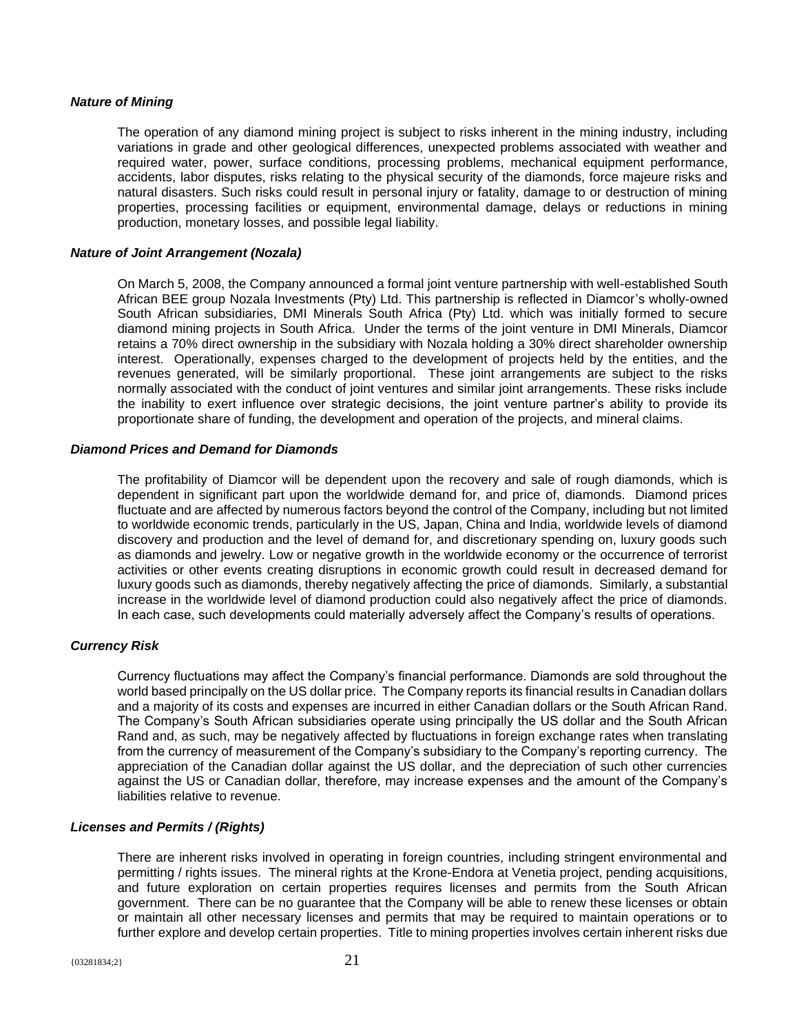***Nature of Mining***

The operation of any diamond mining project is subject to risks inherent in the mining industry, including variations in grade and other geological differences, unexpected problems associated with weather and required water, power, surface conditions, processing problems, mechanical equipment performance, accidents, labor disputes, risks relating to the physical security of the diamonds, force majeure risks and natural disasters. Such risks could result in personal injury or fatality, damage to or destruction of mining properties, processing facilities or equipment, environmental damage, delays or reductions in mining production, monetary losses, and possible legal liability.

***Nature of Joint Arrangement (Nozala)***

On March 5, 2008, the Company announced a formal joint venture partnership with well-established South African BEE group Nozala Investments (Pty) Ltd. This partnership is reflected in Diamcor's wholly-owned South African subsidiaries, DMI Minerals South Africa (Pty) Ltd. which was initially formed to secure diamond mining projects in South Africa. Under the terms of the joint venture in DMI Minerals, Diamcor retains a 70% direct ownership in the subsidiary with Nozala holding a 30% direct shareholder ownership interest. Operationally, expenses charged to the development of projects held by the entities, and the revenues generated, will be similarly proportional. These joint arrangements are subject to the risks normally associated with the conduct of joint ventures and similar joint arrangements. These risks include the inability to exert influence over strategic decisions, the joint venture partner's ability to provide its proportionate share of funding, the development and operation of the projects, and mineral claims.

***Diamond Prices and Demand for Diamonds***

The profitability of Diamcor will be dependent upon the recovery and sale of rough diamonds, which is dependent in significant part upon the worldwide demand for, and price of, diamonds. Diamond prices fluctuate and are affected by numerous factors beyond the control of the Company, including but not limited to worldwide economic trends, particularly in the US, Japan, China and India, worldwide levels of diamond discovery and production and the level of demand for, and discretionary spending on, luxury goods such as diamonds and jewelry. Low or negative growth in the worldwide economy or the occurrence of terrorist activities or other events creating disruptions in economic growth could result in decreased demand for luxury goods such as diamonds, thereby negatively affecting the price of diamonds. Similarly, a substantial increase in the worldwide level of diamond production could also negatively affect the price of diamonds. In each case, such developments could materially adversely affect the Company's results of operations.

***Currency Risk***

Currency fluctuations may affect the Company's financial performance. Diamonds are sold throughout the world based principally on the US dollar price. The Company reports its financial results in Canadian dollars and a majority of its costs and expenses are incurred in either Canadian dollars or the South African Rand. The Company's South African subsidiaries operate using principally the US dollar and the South African Rand and, as such, may be negatively affected by fluctuations in foreign exchange rates when translating from the currency of measurement of the Company's subsidiary to the Company's reporting currency. The appreciation of the Canadian dollar against the US dollar, and the depreciation of such other currencies against the US or Canadian dollar, therefore, may increase expenses and the amount of the Company's liabilities relative to revenue.

***Licenses and Permits / (Rights)***

There are inherent risks involved in operating in foreign countries, including stringent environmental and permitting / rights issues. The mineral rights at the Krone-Endora at Venetia project, pending acquisitions, and future exploration on certain properties requires licenses and permits from the South African government. There can be no guarantee that the Company will be able to renew these licenses or obtain or maintain all other necessary licenses and permits that may be required to maintain operations or to further explore and develop certain properties. Title to mining properties involves certain inherent risks due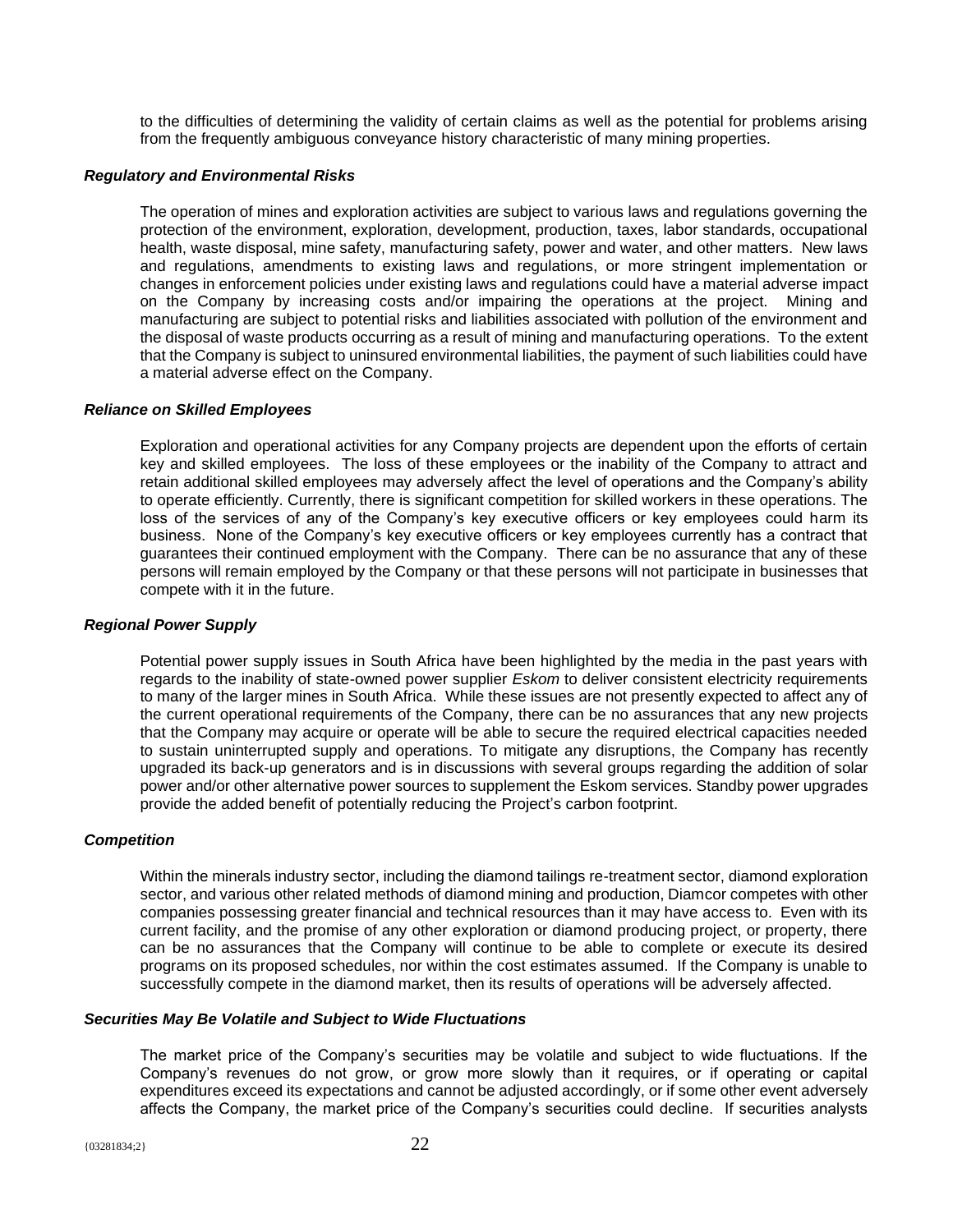to the difficulties of determining the validity of certain claims as well as the potential for problems arising from the frequently ambiguous conveyance history characteristic of many mining properties.

***Regulatory and Environmental Risks***

The operation of mines and exploration activities are subject to various laws and regulations governing the protection of the environment, exploration, development, production, taxes, labor standards, occupational health, waste disposal, mine safety, manufacturing safety, power and water, and other matters. New laws and regulations, amendments to existing laws and regulations, or more stringent implementation or changes in enforcement policies under existing laws and regulations could have a material adverse impact on the Company by increasing costs and/or impairing the operations at the project. Mining and manufacturing are subject to potential risks and liabilities associated with pollution of the environment and the disposal of waste products occurring as a result of mining and manufacturing operations. To the extent that the Company is subject to uninsured environmental liabilities, the payment of such liabilities could have a material adverse effect on the Company.

***Reliance on Skilled Employees***

Exploration and operational activities for any Company projects are dependent upon the efforts of certain key and skilled employees. The loss of these employees or the inability of the Company to attract and retain additional skilled employees may adversely affect the level of operations and the Company's ability to operate efficiently. Currently, there is significant competition for skilled workers in these operations. The loss of the services of any of the Company's key executive officers or key employees could harm its business. None of the Company's key executive officers or key employees currently has a contract that guarantees their continued employment with the Company. There can be no assurance that any of these persons will remain employed by the Company or that these persons will not participate in businesses that compete with it in the future.

***Regional Power Supply***

Potential power supply issues in South Africa have been highlighted by the media in the past years with regards to the inability of state-owned power supplier *Eskom* to deliver consistent electricity requirements to many of the larger mines in South Africa. While these issues are not presently expected to affect any of the current operational requirements of the Company, there can be no assurances that any new projects that the Company may acquire or operate will be able to secure the required electrical capacities needed to sustain uninterrupted supply and operations. To mitigate any disruptions, the Company has recently upgraded its back-up generators and is in discussions with several groups regarding the addition of solar power and/or other alternative power sources to supplement the Eskom services. Standby power upgrades provide the added benefit of potentially reducing the Project's carbon footprint.

***Competition***

Within the minerals industry sector, including the diamond tailings re-treatment sector, diamond exploration sector, and various other related methods of diamond mining and production, Diamcor competes with other companies possessing greater financial and technical resources than it may have access to. Even with its current facility, and the promise of any other exploration or diamond producing project, or property, there can be no assurances that the Company will continue to be able to complete or execute its desired programs on its proposed schedules, nor within the cost estimates assumed. If the Company is unable to successfully compete in the diamond market, then its results of operations will be adversely affected.

***Securities May Be Volatile and Subject to Wide Fluctuations***

The market price of the Company's securities may be volatile and subject to wide fluctuations. If the Company's revenues do not grow, or grow more slowly than it requires, or if operating or capital expenditures exceed its expectations and cannot be adjusted accordingly, or if some other event adversely affects the Company, the market price of the Company's securities could decline. If securities analysts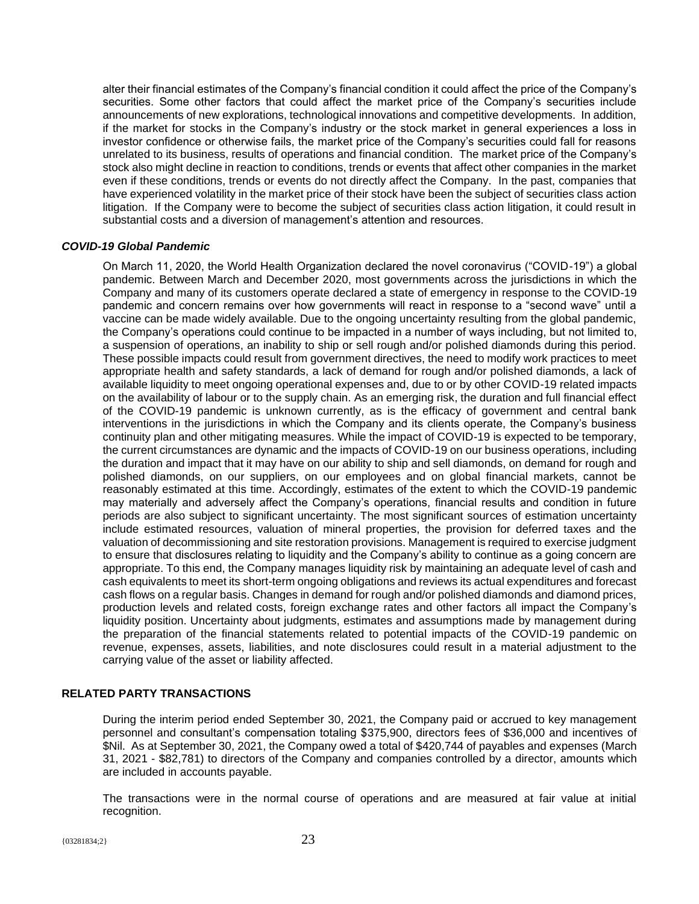alter their financial estimates of the Company's financial condition it could affect the price of the Company's securities. Some other factors that could affect the market price of the Company's securities include announcements of new explorations, technological innovations and competitive developments. In addition, if the market for stocks in the Company's industry or the stock market in general experiences a loss in investor confidence or otherwise fails, the market price of the Company's securities could fall for reasons unrelated to its business, results of operations and financial condition. The market price of the Company's stock also might decline in reaction to conditions, trends or events that affect other companies in the market even if these conditions, trends or events do not directly affect the Company. In the past, companies that have experienced volatility in the market price of their stock have been the subject of securities class action litigation. If the Company were to become the subject of securities class action litigation, it could result in substantial costs and a diversion of management's attention and resources.

***COVID-19 Global Pandemic***

On March 11, 2020, the World Health Organization declared the novel coronavirus ("COVID-19") a global pandemic. Between March and December 2020, most governments across the jurisdictions in which the Company and many of its customers operate declared a state of emergency in response to the COVID-19 pandemic and concern remains over how governments will react in response to a "second wave" until a vaccine can be made widely available. Due to the ongoing uncertainty resulting from the global pandemic, the Company's operations could continue to be impacted in a number of ways including, but not limited to, a suspension of operations, an inability to ship or sell rough and/or polished diamonds during this period. These possible impacts could result from government directives, the need to modify work practices to meet appropriate health and safety standards, a lack of demand for rough and/or polished diamonds, a lack of available liquidity to meet ongoing operational expenses and, due to or by other COVID-19 related impacts on the availability of labour or to the supply chain. As an emerging risk, the duration and full financial effect of the COVID-19 pandemic is unknown currently, as is the efficacy of government and central bank interventions in the jurisdictions in which the Company and its clients operate, the Company's business continuity plan and other mitigating measures. While the impact of COVID-19 is expected to be temporary, the current circumstances are dynamic and the impacts of COVID-19 on our business operations, including the duration and impact that it may have on our ability to ship and sell diamonds, on demand for rough and polished diamonds, on our suppliers, on our employees and on global financial markets, cannot be reasonably estimated at this time. Accordingly, estimates of the extent to which the COVID-19 pandemic may materially and adversely affect the Company's operations, financial results and condition in future periods are also subject to significant uncertainty. The most significant sources of estimation uncertainty include estimated resources, valuation of mineral properties, the provision for deferred taxes and the valuation of decommissioning and site restoration provisions. Management is required to exercise judgment to ensure that disclosures relating to liquidity and the Company's ability to continue as a going concern are appropriate. To this end, the Company manages liquidity risk by maintaining an adequate level of cash and cash equivalents to meet its short-term ongoing obligations and reviews its actual expenditures and forecast cash flows on a regular basis. Changes in demand for rough and/or polished diamonds and diamond prices, production levels and related costs, foreign exchange rates and other factors all impact the Company's liquidity position. Uncertainty about judgments, estimates and assumptions made by management during the preparation of the financial statements related to potential impacts of the COVID-19 pandemic on revenue, expenses, assets, liabilities, and note disclosures could result in a material adjustment to the carrying value of the asset or liability affected.

## RELATED PARTY TRANSACTIONS

During the interim period ended September 30, 2021, the Company paid or accrued to key management personnel and consultant's compensation totaling $375,900, directors fees of $36,000 and incentives of $Nil. As at September 30, 2021, the Company owed a total of $420,744 of payables and expenses (March 31, 2021 - $82,781) to directors of the Company and companies controlled by a director, amounts which are included in accounts payable.

The transactions were in the normal course of operations and are measured at fair value at initial recognition.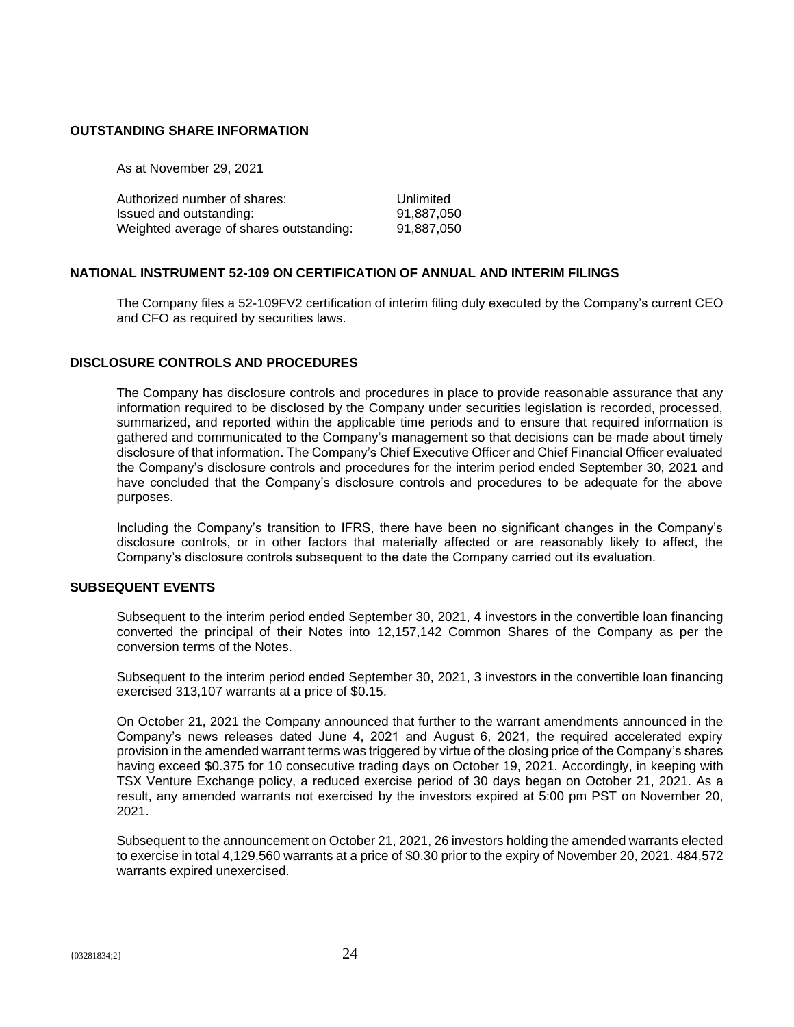## OUTSTANDING SHARE INFORMATION

As at November 29, 2021

| | |
|---|---|
| Authorized number of shares: | Unlimited |
| Issued and outstanding: | 91,887,050 |
| Weighted average of shares outstanding: | 91,887,050 |

## NATIONAL INSTRUMENT 52-109 ON CERTIFICATION OF ANNUAL AND INTERIM FILINGS

The Company files a 52-109FV2 certification of interim filing duly executed by the Company's current CEO and CFO as required by securities laws.

## DISCLOSURE CONTROLS AND PROCEDURES

The Company has disclosure controls and procedures in place to provide reasonable assurance that any information required to be disclosed by the Company under securities legislation is recorded, processed, summarized, and reported within the applicable time periods and to ensure that required information is gathered and communicated to the Company's management so that decisions can be made about timely disclosure of that information. The Company's Chief Executive Officer and Chief Financial Officer evaluated the Company's disclosure controls and procedures for the interim period ended September 30, 2021 and have concluded that the Company's disclosure controls and procedures to be adequate for the above purposes.

Including the Company's transition to IFRS, there have been no significant changes in the Company's disclosure controls, or in other factors that materially affected or are reasonably likely to affect, the Company's disclosure controls subsequent to the date the Company carried out its evaluation.

## SUBSEQUENT EVENTS

Subsequent to the interim period ended September 30, 2021, 4 investors in the convertible loan financing converted the principal of their Notes into 12,157,142 Common Shares of the Company as per the conversion terms of the Notes.

Subsequent to the interim period ended September 30, 2021, 3 investors in the convertible loan financing exercised 313,107 warrants at a price of $0.15.

On October 21, 2021 the Company announced that further to the warrant amendments announced in the Company's news releases dated June 4, 2021 and August 6, 2021, the required accelerated expiry provision in the amended warrant terms was triggered by virtue of the closing price of the Company's shares having exceed $0.375 for 10 consecutive trading days on October 19, 2021. Accordingly, in keeping with TSX Venture Exchange policy, a reduced exercise period of 30 days began on October 21, 2021. As a result, any amended warrants not exercised by the investors expired at 5:00 pm PST on November 20, 2021.

Subsequent to the announcement on October 21, 2021, 26 investors holding the amended warrants elected to exercise in total 4,129,560 warrants at a price of $0.30 prior to the expiry of November 20, 2021. 484,572 warrants expired unexercised.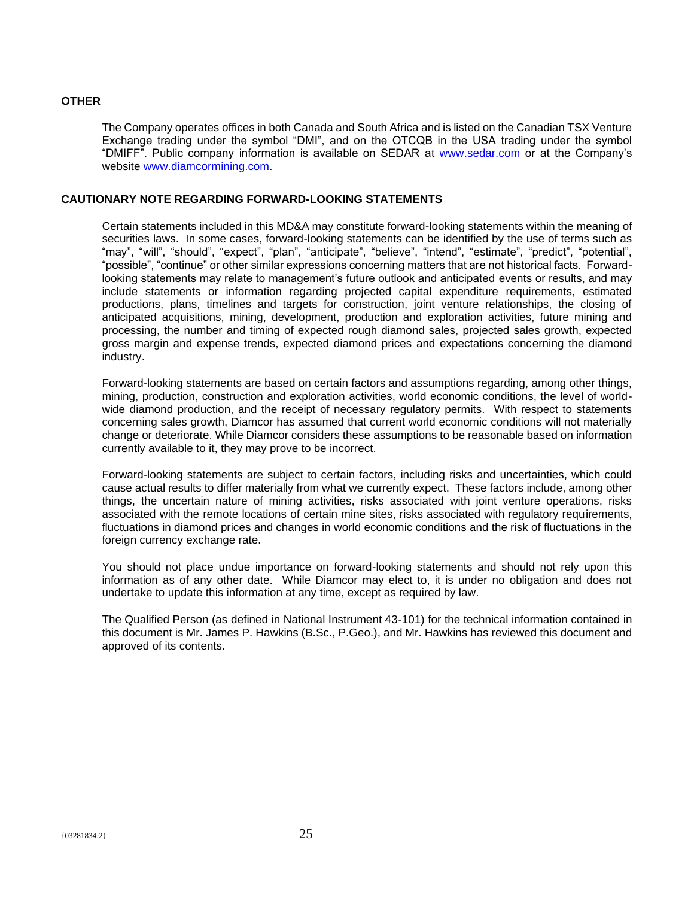## OTHER

The Company operates offices in both Canada and South Africa and is listed on the Canadian TSX Venture Exchange trading under the symbol "DMI", and on the OTCQB in the USA trading under the symbol "DMIFF". Public company information is available on SEDAR at www.sedar.com or at the Company's website www.diamcormining.com.

## CAUTIONARY NOTE REGARDING FORWARD-LOOKING STATEMENTS

Certain statements included in this MD&A may constitute forward-looking statements within the meaning of securities laws. In some cases, forward-looking statements can be identified by the use of terms such as "may", "will", "should", "expect", "plan", "anticipate", "believe", "intend", "estimate", "predict", "potential", "possible", "continue" or other similar expressions concerning matters that are not historical facts. Forward-looking statements may relate to management's future outlook and anticipated events or results, and may include statements or information regarding projected capital expenditure requirements, estimated productions, plans, timelines and targets for construction, joint venture relationships, the closing of anticipated acquisitions, mining, development, production and exploration activities, future mining and processing, the number and timing of expected rough diamond sales, projected sales growth, expected gross margin and expense trends, expected diamond prices and expectations concerning the diamond industry.

Forward-looking statements are based on certain factors and assumptions regarding, among other things, mining, production, construction and exploration activities, world economic conditions, the level of world-wide diamond production, and the receipt of necessary regulatory permits. With respect to statements concerning sales growth, Diamcor has assumed that current world economic conditions will not materially change or deteriorate. While Diamcor considers these assumptions to be reasonable based on information currently available to it, they may prove to be incorrect.

Forward-looking statements are subject to certain factors, including risks and uncertainties, which could cause actual results to differ materially from what we currently expect. These factors include, among other things, the uncertain nature of mining activities, risks associated with joint venture operations, risks associated with the remote locations of certain mine sites, risks associated with regulatory requirements, fluctuations in diamond prices and changes in world economic conditions and the risk of fluctuations in the foreign currency exchange rate.

You should not place undue importance on forward-looking statements and should not rely upon this information as of any other date. While Diamcor may elect to, it is under no obligation and does not undertake to update this information at any time, except as required by law.

The Qualified Person (as defined in National Instrument 43-101) for the technical information contained in this document is Mr. James P. Hawkins (B.Sc., P.Geo.), and Mr. Hawkins has reviewed this document and approved of its contents.